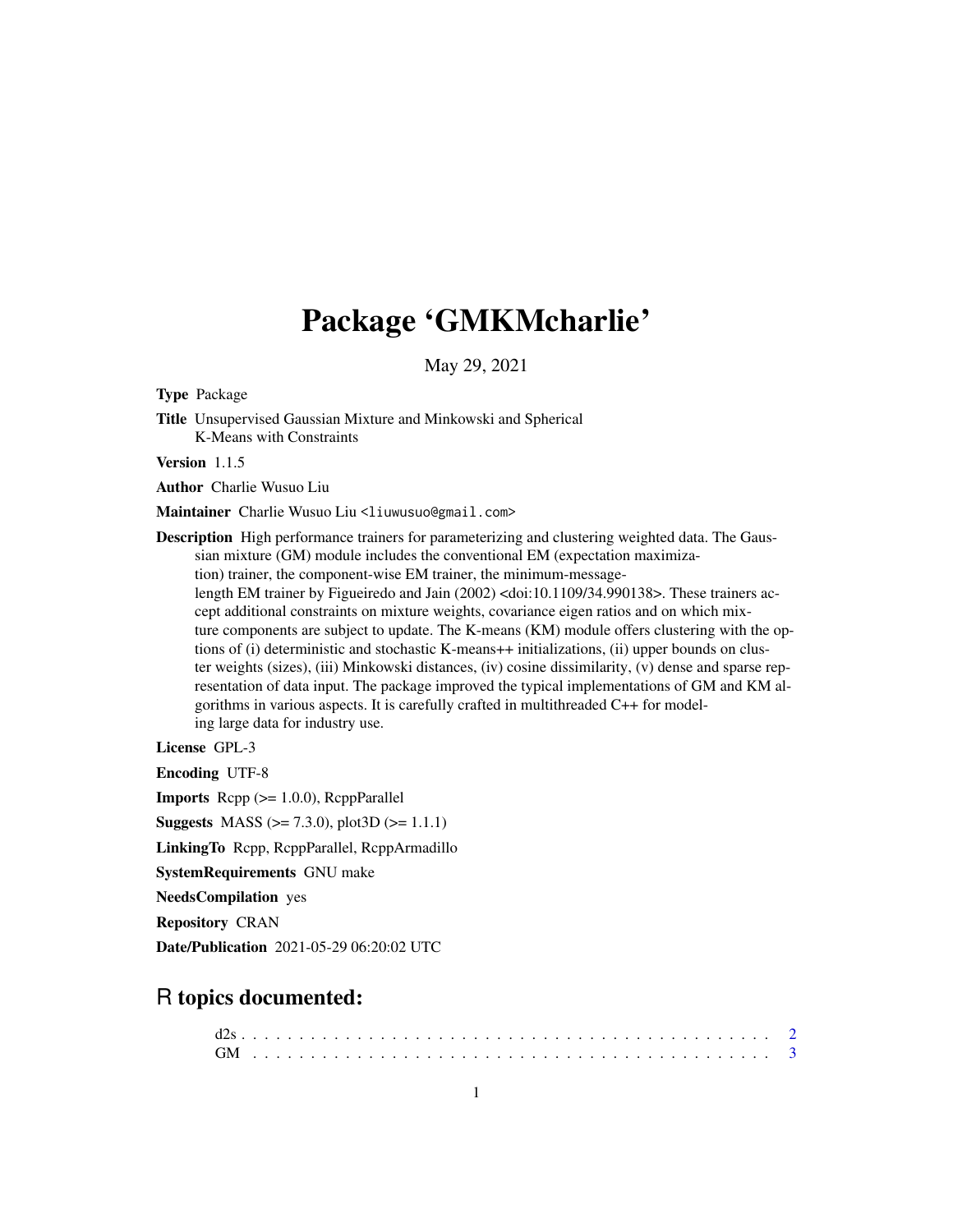# Package 'GMKMcharlie'

May 29, 2021

**Type** Package

**Title** Unsupervised Gaussian Mixture and Minkowski and Spherical K-Means with Constraints

**Version** 1.1.5

**Author** Charlie Wusuo Liu

**Maintainer** Charlie Wusuo Liu <liuwusuo@gmail.com>

**Description** High performance trainers for parameterizing and clustering weighted data. The Gaussian mixture (GM) module includes the conventional EM (expectation maximization) trainer, the component-wise EM trainer, the minimum-message-length EM trainer by Figueiredo and Jain (2002) <doi:10.1109/34.990138>. These trainers accept additional constraints on mixture weights, covariance eigen ratios and on which mixture components are subject to update. The K-means (KM) module offers clustering with the options of (i) deterministic and stochastic K-means++ initializations, (ii) upper bounds on cluster weights (sizes), (iii) Minkowski distances, (iv) cosine dissimilarity, (v) dense and sparse representation of data input. The package improved the typical implementations of GM and KM algorithms in various aspects. It is carefully crafted in multithreaded C++ for modeling large data for industry use.

**License** GPL-3

**Encoding** UTF-8

**Imports** Rcpp (>= 1.0.0), RcppParallel

**Suggests** MASS (>= 7.3.0), plot3D (>= 1.1.1)

**LinkingTo** Rcpp, RcppParallel, RcppArmadillo

**SystemRequirements** GNU make

**NeedsCompilation** yes

**Repository** CRAN

**Date/Publication** 2021-05-29 06:20:02 UTC

## R topics documented:

d2s . . . . . . . . . . . . . . . . . . . . . . . . . . . . . . . . . . . . . . . . . . . 2
GM . . . . . . . . . . . . . . . . . . . . . . . . . . . . . . . . . . . . . . . . . . . 3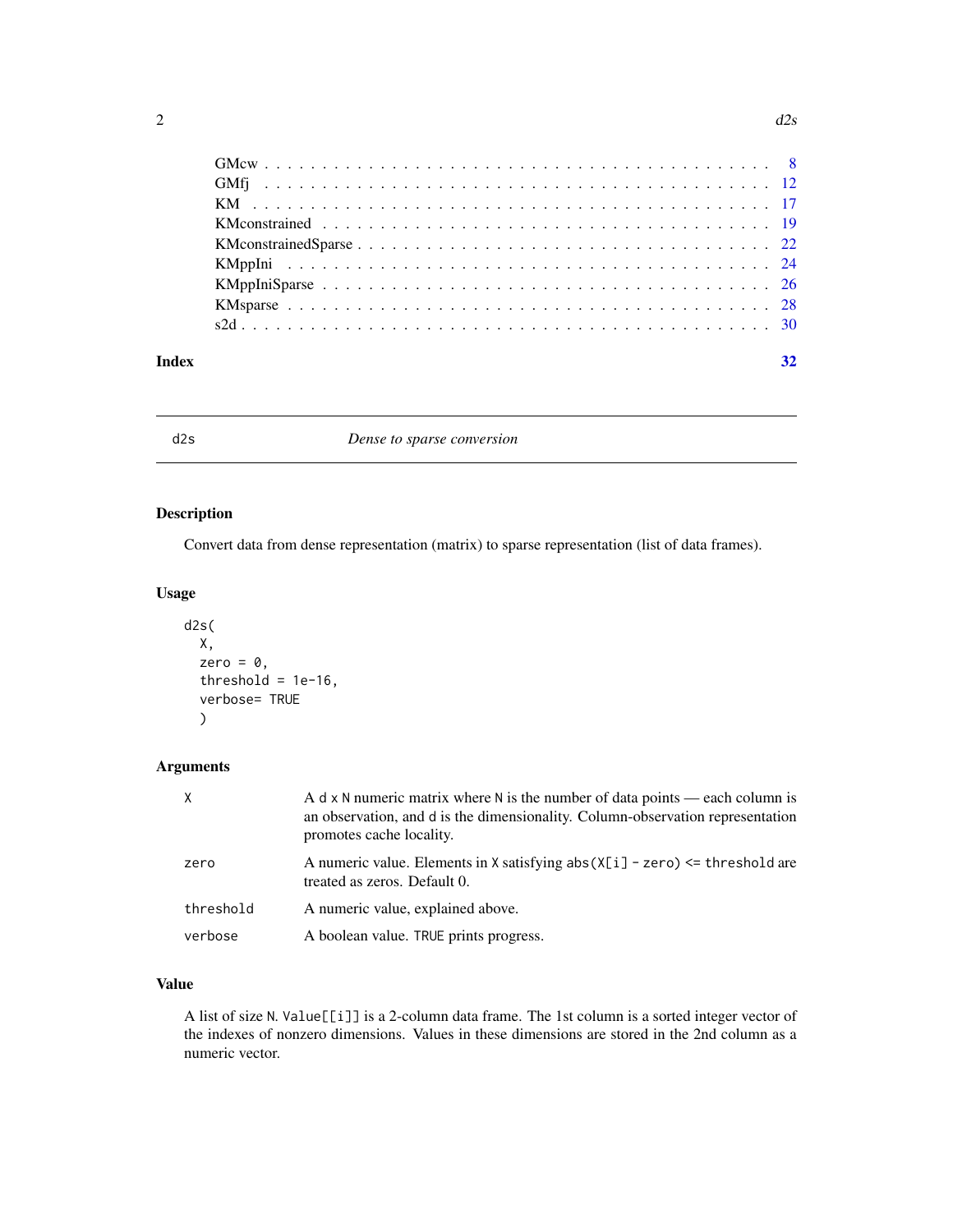| | |
|---|---|
| GMcw | 8 |
| GMfj | 12 |
| KM | 17 |
| KMconstrained | 19 |
| KMconstrainedSparse | 22 |
| KMppIni | 24 |
| KMppIniSparse | 26 |
| KMsparse | 28 |
| s2d | 30 |

**Index** **32**

---

# d2s *Dense to sparse conversion*

## Description

Convert data from dense representation (matrix) to sparse representation (list of data frames).

## Usage

```
d2s(
  X,
  zero = 0,
  threshold = 1e-16,
  verbose= TRUE
  )
```

## Arguments

| | |
|---|---|
| `X` | A `d x N` numeric matrix where `N` is the number of data points — each column is an observation, and `d` is the dimensionality. Column-observation representation promotes cache locality. |
| `zero` | A numeric value. Elements in `X` satisfying `abs(X[i] - zero) <= threshold` are treated as zeros. Default 0. |
| `threshold` | A numeric value, explained above. |
| `verbose` | A boolean value. `TRUE` prints progress. |

## Value

A list of size `N`. `Value[[i]]` is a 2-column data frame. The 1st column is a sorted integer vector of the indexes of nonzero dimensions. Values in these dimensions are stored in the 2nd column as a numeric vector.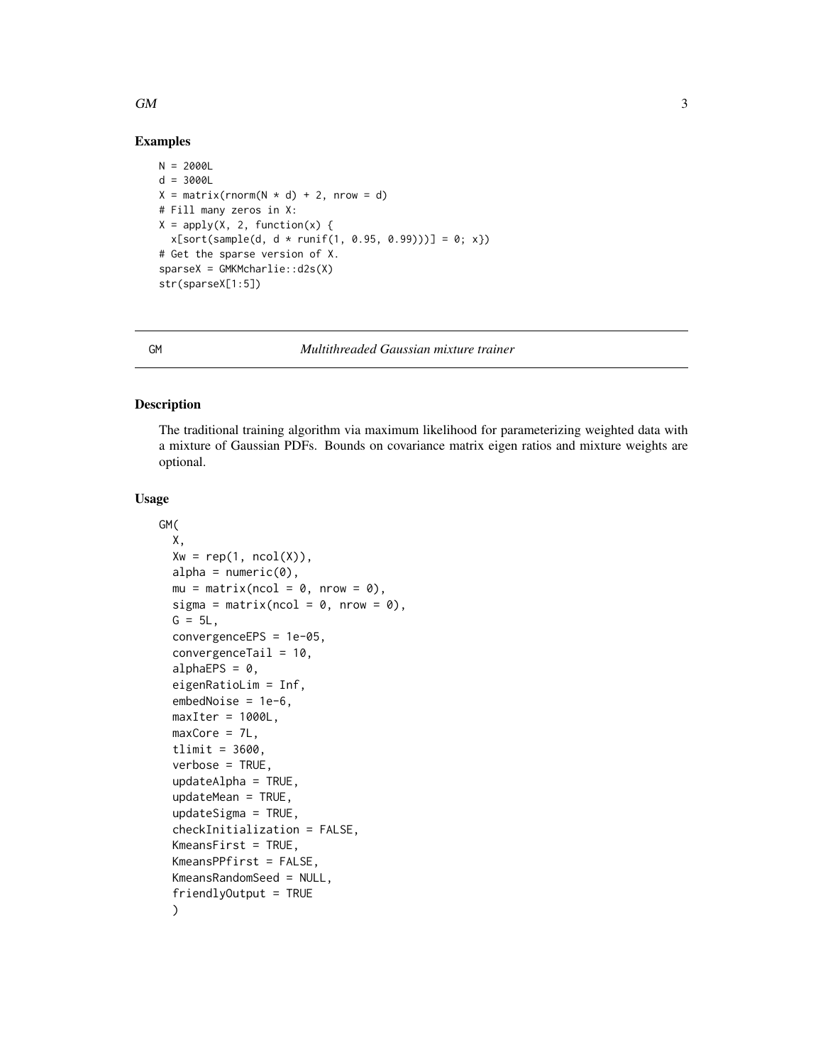## Examples

```
N = 2000L
d = 3000L
X = matrix(rnorm(N * d) + 2, nrow = d)
# Fill many zeros in X:
X = apply(X, 2, function(x) {
  x[sort(sample(d, d * runif(1, 0.95, 0.99)))] = 0; x})
# Get the sparse version of X.
sparseX = GMKMcharlie::d2s(X)
str(sparseX[1:5])
```

---

GM — *Multithreaded Gaussian mixture trainer*

---

## Description

The traditional training algorithm via maximum likelihood for parameterizing weighted data with a mixture of Gaussian PDFs. Bounds on covariance matrix eigen ratios and mixture weights are optional.

## Usage

```
GM(
  X,
  Xw = rep(1, ncol(X)),
  alpha = numeric(0),
  mu = matrix(ncol = 0, nrow = 0),
  sigma = matrix(ncol = 0, nrow = 0),
  G = 5L,
  convergenceEPS = 1e-05,
  convergenceTail = 10,
  alphaEPS = 0,
  eigenRatioLim = Inf,
  embedNoise = 1e-6,
  maxIter = 1000L,
  maxCore = 7L,
  tlimit = 3600,
  verbose = TRUE,
  updateAlpha = TRUE,
  updateMean = TRUE,
  updateSigma = TRUE,
  checkInitialization = FALSE,
  KmeansFirst = TRUE,
  KmeansPPfirst = FALSE,
  KmeansRandomSeed = NULL,
  friendlyOutput = TRUE
  )
```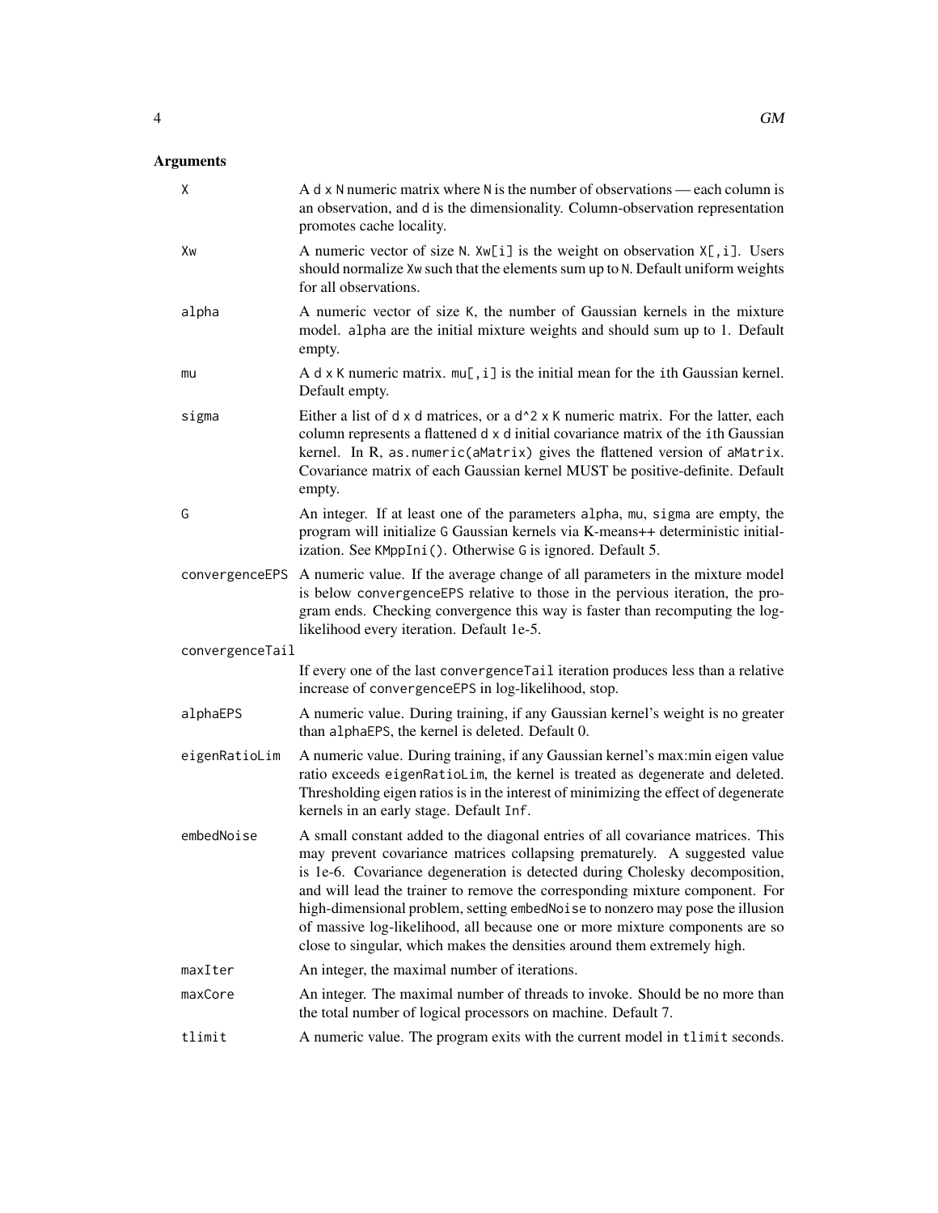## Arguments

| Argument | Description |
| --- | --- |
| `X` | A `d x N` numeric matrix where `N` is the number of observations — each column is an observation, and `d` is the dimensionality. Column-observation representation promotes cache locality. |
| `Xw` | A numeric vector of size `N`. `Xw[i]` is the weight on observation `X[,i]`. Users should normalize `Xw` such that the elements sum up to `N`. Default uniform weights for all observations. |
| `alpha` | A numeric vector of size `K`, the number of Gaussian kernels in the mixture model. `alpha` are the initial mixture weights and should sum up to 1. Default empty. |
| `mu` | A `d x K` numeric matrix. `mu[,i]` is the initial mean for the `i`th Gaussian kernel. Default empty. |
| `sigma` | Either a list of `d x d` matrices, or a `d^2 x K` numeric matrix. For the latter, each column represents a flattened `d x d` initial covariance matrix of the `i`th Gaussian kernel. In R, `as.numeric(aMatrix)` gives the flattened version of `aMatrix`. Covariance matrix of each Gaussian kernel MUST be positive-definite. Default empty. |
| `G` | An integer. If at least one of the parameters `alpha`, `mu`, `sigma` are empty, the program will initialize `G` Gaussian kernels via K-means++ deterministic initialization. See `KMppIni()`. Otherwise `G` is ignored. Default 5. |
| `convergenceEPS` | A numeric value. If the average change of all parameters in the mixture model is below `convergenceEPS` relative to those in the pervious iteration, the program ends. Checking convergence this way is faster than recomputing the log-likelihood every iteration. Default 1e-5. |
| `convergenceTail` | If every one of the last `convergenceTail` iteration produces less than a relative increase of `convergenceEPS` in log-likelihood, stop. |
| `alphaEPS` | A numeric value. During training, if any Gaussian kernel's weight is no greater than `alphaEPS`, the kernel is deleted. Default 0. |
| `eigenRatioLim` | A numeric value. During training, if any Gaussian kernel's max:min eigen value ratio exceeds `eigenRatioLim`, the kernel is treated as degenerate and deleted. Thresholding eigen ratios is in the interest of minimizing the effect of degenerate kernels in an early stage. Default `Inf`. |
| `embedNoise` | A small constant added to the diagonal entries of all covariance matrices. This may prevent covariance matrices collapsing prematurely. A suggested value is 1e-6. Covariance degeneration is detected during Cholesky decomposition, and will lead the trainer to remove the corresponding mixture component. For high-dimensional problem, setting `embedNoise` to nonzero may pose the illusion of massive log-likelihood, all because one or more mixture components are so close to singular, which makes the densities around them extremely high. |
| `maxIter` | An integer, the maximal number of iterations. |
| `maxCore` | An integer. The maximal number of threads to invoke. Should be no more than the total number of logical processors on machine. Default 7. |
| `tlimit` | A numeric value. The program exits with the current model in `tlimit` seconds. |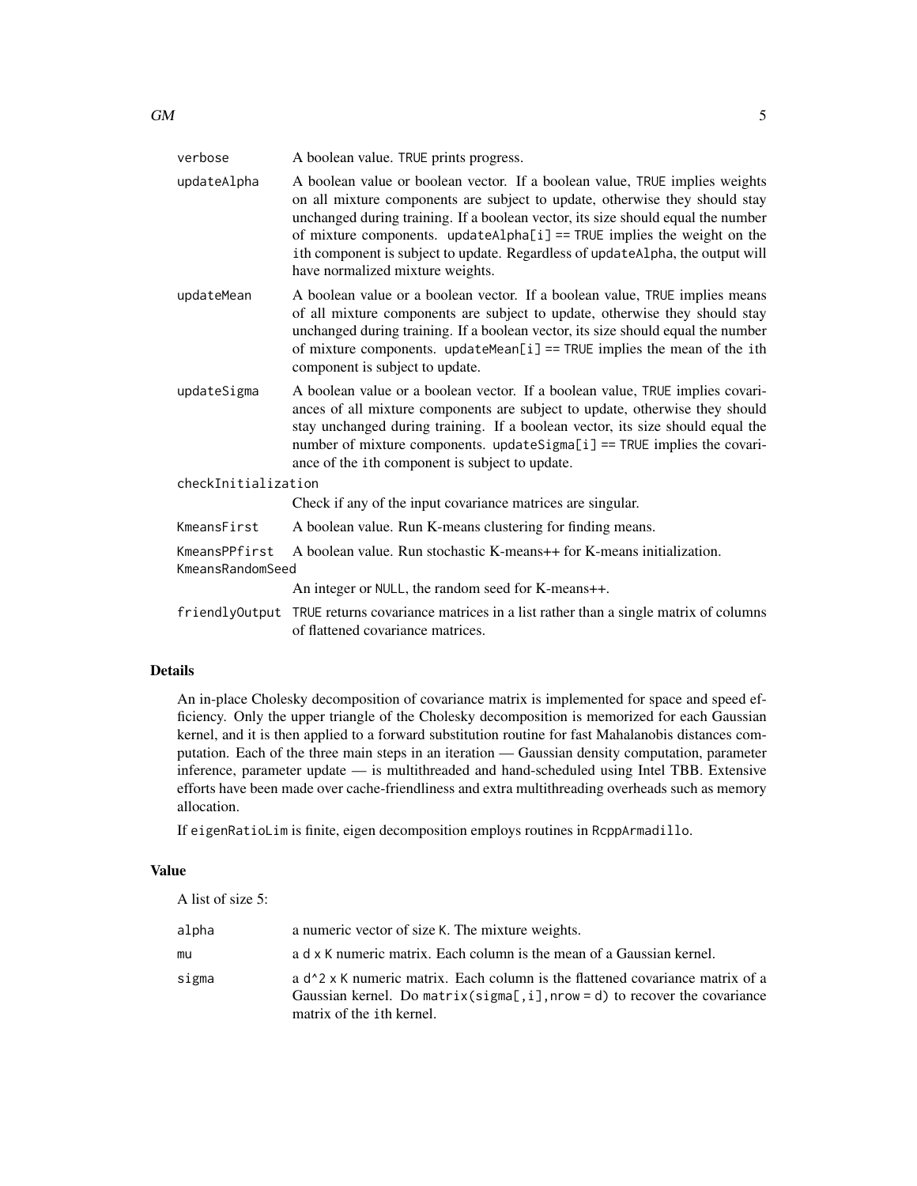| | |
|---|---|
| `verbose` | A boolean value. `TRUE` prints progress. |
| `updateAlpha` | A boolean value or boolean vector. If a boolean value, `TRUE` implies weights on all mixture components are subject to update, otherwise they should stay unchanged during training. If a boolean vector, its size should equal the number of mixture components. `updateAlpha[i] == TRUE` implies the weight on the `i`th component is subject to update. Regardless of `updateAlpha`, the output will have normalized mixture weights. |
| `updateMean` | A boolean value or a boolean vector. If a boolean value, `TRUE` implies means of all mixture components are subject to update, otherwise they should stay unchanged during training. If a boolean vector, its size should equal the number of mixture components. `updateMean[i] == TRUE` implies the mean of the `i`th component is subject to update. |
| `updateSigma` | A boolean value or a boolean vector. If a boolean value, `TRUE` implies covariances of all mixture components are subject to update, otherwise they should stay unchanged during training. If a boolean vector, its size should equal the number of mixture components. `updateSigma[i] == TRUE` implies the covariance of the `i`th component is subject to update. |
| `checkInitialization` | Check if any of the input covariance matrices are singular. |
| `KmeansFirst` | A boolean value. Run K-means clustering for finding means. |
| `KmeansPPfirst` | A boolean value. Run stochastic K-means++ for K-means initialization. |
| `KmeansRandomSeed` | An integer or `NULL`, the random seed for K-means++. |
| `friendlyOutput` | `TRUE` returns covariance matrices in a list rather than a single matrix of columns of flattened covariance matrices. |

## Details

An in-place Cholesky decomposition of covariance matrix is implemented for space and speed efficiency. Only the upper triangle of the Cholesky decomposition is memorized for each Gaussian kernel, and it is then applied to a forward substitution routine for fast Mahalanobis distances computation. Each of the three main steps in an iteration — Gaussian density computation, parameter inference, parameter update — is multithreaded and hand-scheduled using Intel TBB. Extensive efforts have been made over cache-friendliness and extra multithreading overheads such as memory allocation.

If `eigenRatioLim` is finite, eigen decomposition employs routines in `RcppArmadillo`.

## Value

A list of size 5:

| | |
|---|---|
| `alpha` | a numeric vector of size `K`. The mixture weights. |
| `mu` | a `d x K` numeric matrix. Each column is the mean of a Gaussian kernel. |
| `sigma` | a `d^2 x K` numeric matrix. Each column is the flattened covariance matrix of a Gaussian kernel. Do `matrix(sigma[,i], nrow = d)` to recover the covariance matrix of the `i`th kernel. |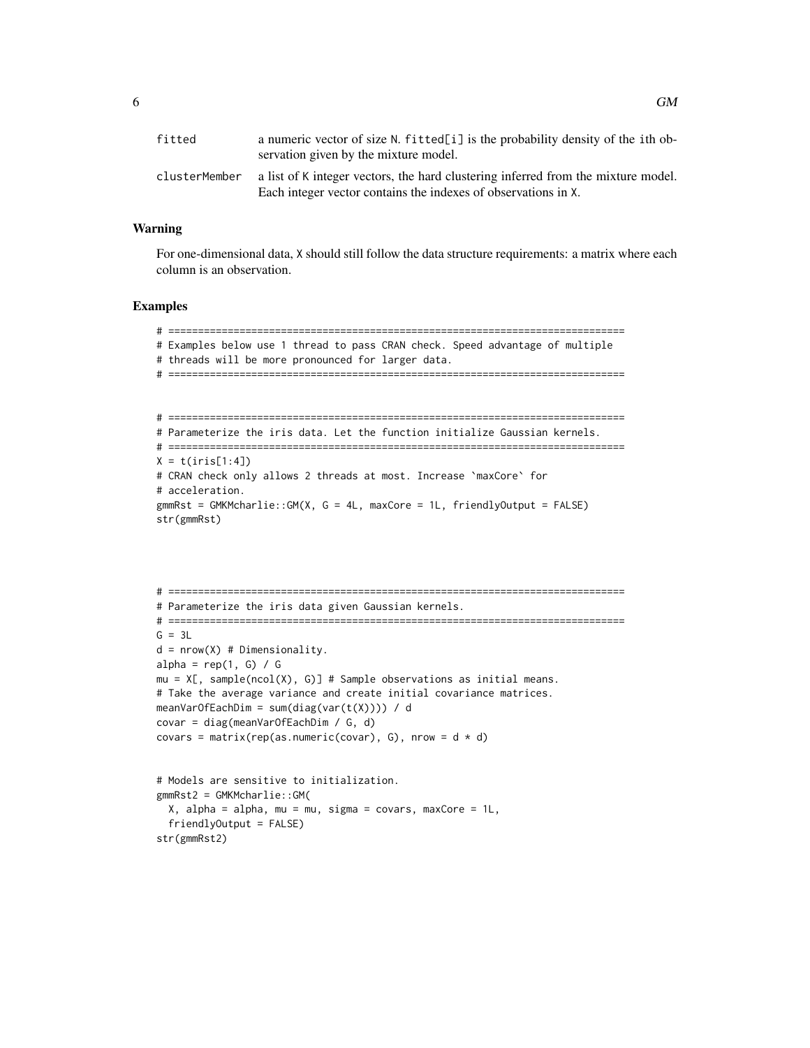| | |
|---|---|
| `fitted` | a numeric vector of size N. `fitted[i]` is the probability density of the ith observation given by the mixture model. |
| `clusterMember` | a list of K integer vectors, the hard clustering inferred from the mixture model. Each integer vector contains the indexes of observations in X. |

## Warning

For one-dimensional data, X should still follow the data structure requirements: a matrix where each column is an observation.

## Examples

```
# =============================================================================
# Examples below use 1 thread to pass CRAN check. Speed advantage of multiple
# threads will be more pronounced for larger data.
# =============================================================================


# =============================================================================
# Parameterize the iris data. Let the function initialize Gaussian kernels.
# =============================================================================
X = t(iris[1:4])
# CRAN check only allows 2 threads at most. Increase `maxCore` for
# acceleration.
gmmRst = GMKMcharlie::GM(X, G = 4L, maxCore = 1L, friendlyOutput = FALSE)
str(gmmRst)




# =============================================================================
# Parameterize the iris data given Gaussian kernels.
# =============================================================================
G = 3L
d = nrow(X) # Dimensionality.
alpha = rep(1, G) / G
mu = X[, sample(ncol(X), G)] # Sample observations as initial means.
# Take the average variance and create initial covariance matrices.
meanVarOfEachDim = sum(diag(var(t(X)))) / d
covar = diag(meanVarOfEachDim / G, d)
covars = matrix(rep(as.numeric(covar), G), nrow = d * d)


# Models are sensitive to initialization.
gmmRst2 = GMKMcharlie::GM(
  X, alpha = alpha, mu = mu, sigma = covars, maxCore = 1L,
  friendlyOutput = FALSE)
str(gmmRst2)
```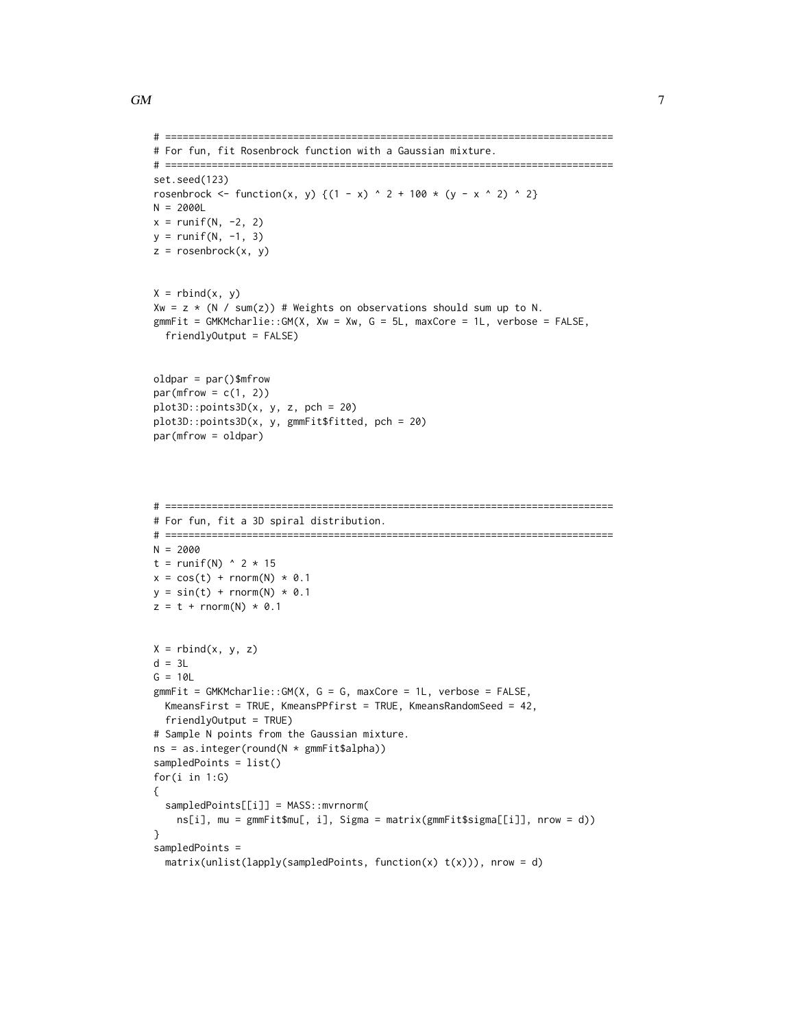```
# ===========================================================================
# For fun, fit Rosenbrock function with a Gaussian mixture.
# ===========================================================================
set.seed(123)
rosenbrock <- function(x, y) {(1 - x) ^ 2 + 100 * (y - x ^ 2) ^ 2}
N = 2000L
x = runif(N, -2, 2)
y = runif(N, -1, 3)
z = rosenbrock(x, y)


X = rbind(x, y)
Xw = z * (N / sum(z)) # Weights on observations should sum up to N.
gmmFit = GMKMcharlie::GM(X, Xw = Xw, G = 5L, maxCore = 1L, verbose = FALSE,
  friendlyOutput = FALSE)


oldpar = par()$mfrow
par(mfrow = c(1, 2))
plot3D::points3D(x, y, z, pch = 20)
plot3D::points3D(x, y, gmmFit$fitted, pch = 20)
par(mfrow = oldpar)




# ===========================================================================
# For fun, fit a 3D spiral distribution.
# ===========================================================================
N = 2000
t = runif(N) ^ 2 * 15
x = cos(t) + rnorm(N) * 0.1
y = sin(t) + rnorm(N) * 0.1
z = t + rnorm(N) * 0.1


X = rbind(x, y, z)
d = 3L
G = 10L
gmmFit = GMKMcharlie::GM(X, G = G, maxCore = 1L, verbose = FALSE,
  KmeansFirst = TRUE, KmeansPPfirst = TRUE, KmeansRandomSeed = 42,
  friendlyOutput = TRUE)
# Sample N points from the Gaussian mixture.
ns = as.integer(round(N * gmmFit$alpha))
sampledPoints = list()
for(i in 1:G)
{
  sampledPoints[[i]] = MASS::mvrnorm(
    ns[i], mu = gmmFit$mu[, i], Sigma = matrix(gmmFit$sigma[[i]], nrow = d))
}
sampledPoints =
  matrix(unlist(lapply(sampledPoints, function(x) t(x))), nrow = d)
```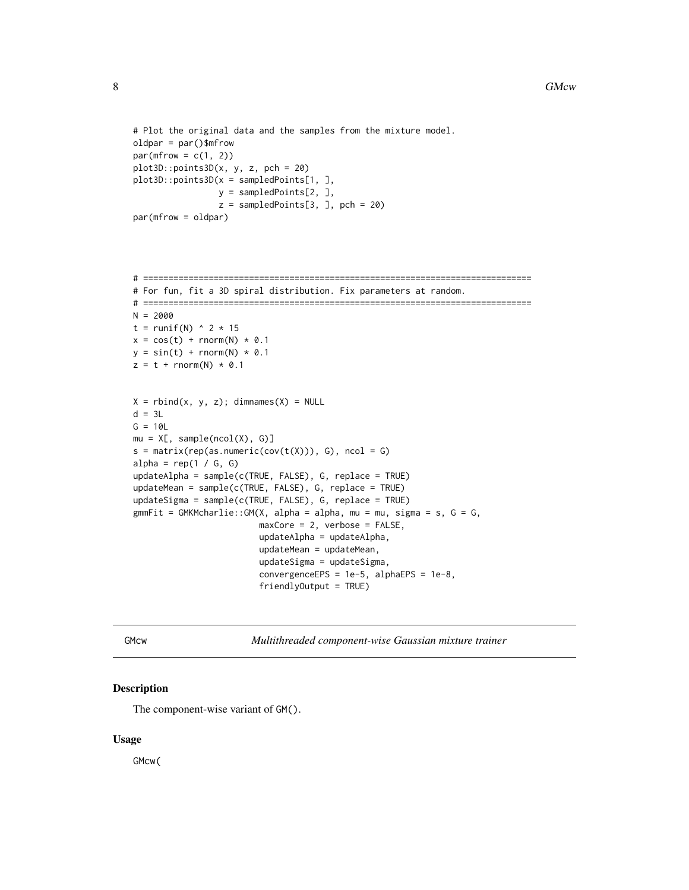```
# Plot the original data and the samples from the mixture model.
oldpar = par()$mfrow
par(mfrow = c(1, 2))
plot3D::points3D(x, y, z, pch = 20)
plot3D::points3D(x = sampledPoints[1, ],
                 y = sampledPoints[2, ],
                 z = sampledPoints[3, ], pch = 20)
par(mfrow = oldpar)



# =============================================================================
# For fun, fit a 3D spiral distribution. Fix parameters at random.
# =============================================================================
N = 2000
t = runif(N) ^ 2 * 15
x = cos(t) + rnorm(N) * 0.1
y = sin(t) + rnorm(N) * 0.1
z = t + rnorm(N) * 0.1


X = rbind(x, y, z); dimnames(X) = NULL
d = 3L
G = 10L
mu = X[, sample(ncol(X), G)]
s = matrix(rep(as.numeric(cov(t(X))), G), ncol = G)
alpha = rep(1 / G, G)
updateAlpha = sample(c(TRUE, FALSE), G, replace = TRUE)
updateMean = sample(c(TRUE, FALSE), G, replace = TRUE)
updateSigma = sample(c(TRUE, FALSE), G, replace = TRUE)
gmmFit = GMKMcharlie::GM(X, alpha = alpha, mu = mu, sigma = s, G = G,
                         maxCore = 2, verbose = FALSE,
                         updateAlpha = updateAlpha,
                         updateMean = updateMean,
                         updateSigma = updateSigma,
                         convergenceEPS = 1e-5, alphaEPS = 1e-8,
                         friendlyOutput = TRUE)
```

---

GMcw — *Multithreaded component-wise Gaussian mixture trainer*

## Description

The component-wise variant of GM().

## Usage

```
GMcw(
```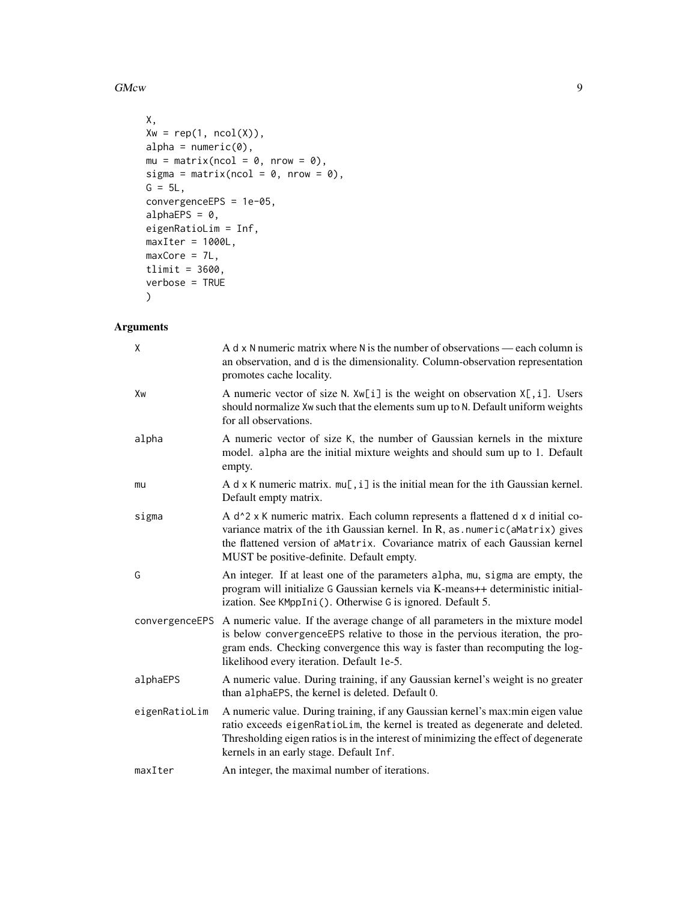```
X,
Xw = rep(1, ncol(X)),
alpha = numeric(0),
mu = matrix(ncol = 0, nrow = 0),
sigma = matrix(ncol = 0, nrow = 0),
G = 5L,
convergenceEPS = 1e-05,
alphaEPS = 0,
eigenRatioLim = Inf,
maxIter = 1000L,
maxCore = 7L,
tlimit = 3600,
verbose = TRUE
)
```

## Arguments

| | |
|---|---|
| X | A d x N numeric matrix where N is the number of observations — each column is an observation, and d is the dimensionality. Column-observation representation promotes cache locality. |
| Xw | A numeric vector of size N. Xw[i] is the weight on observation X[,i]. Users should normalize Xw such that the elements sum up to N. Default uniform weights for all observations. |
| alpha | A numeric vector of size K, the number of Gaussian kernels in the mixture model. alpha are the initial mixture weights and should sum up to 1. Default empty. |
| mu | A d x K numeric matrix. mu[,i] is the initial mean for the ith Gaussian kernel. Default empty matrix. |
| sigma | A d^2 x K numeric matrix. Each column represents a flattened d x d initial covariance matrix of the ith Gaussian kernel. In R, as.numeric(aMatrix) gives the flattened version of aMatrix. Covariance matrix of each Gaussian kernel MUST be positive-definite. Default empty. |
| G | An integer. If at least one of the parameters alpha, mu, sigma are empty, the program will initialize G Gaussian kernels via K-means++ deterministic initialization. See KMppIni(). Otherwise G is ignored. Default 5. |
| convergenceEPS | A numeric value. If the average change of all parameters in the mixture model is below convergenceEPS relative to those in the pervious iteration, the program ends. Checking convergence this way is faster than recomputing the log-likelihood every iteration. Default 1e-5. |
| alphaEPS | A numeric value. During training, if any Gaussian kernel's weight is no greater than alphaEPS, the kernel is deleted. Default 0. |
| eigenRatioLim | A numeric value. During training, if any Gaussian kernel's max:min eigen value ratio exceeds eigenRatioLim, the kernel is treated as degenerate and deleted. Thresholding eigen ratios is in the interest of minimizing the effect of degenerate kernels in an early stage. Default Inf. |
| maxIter | An integer, the maximal number of iterations. |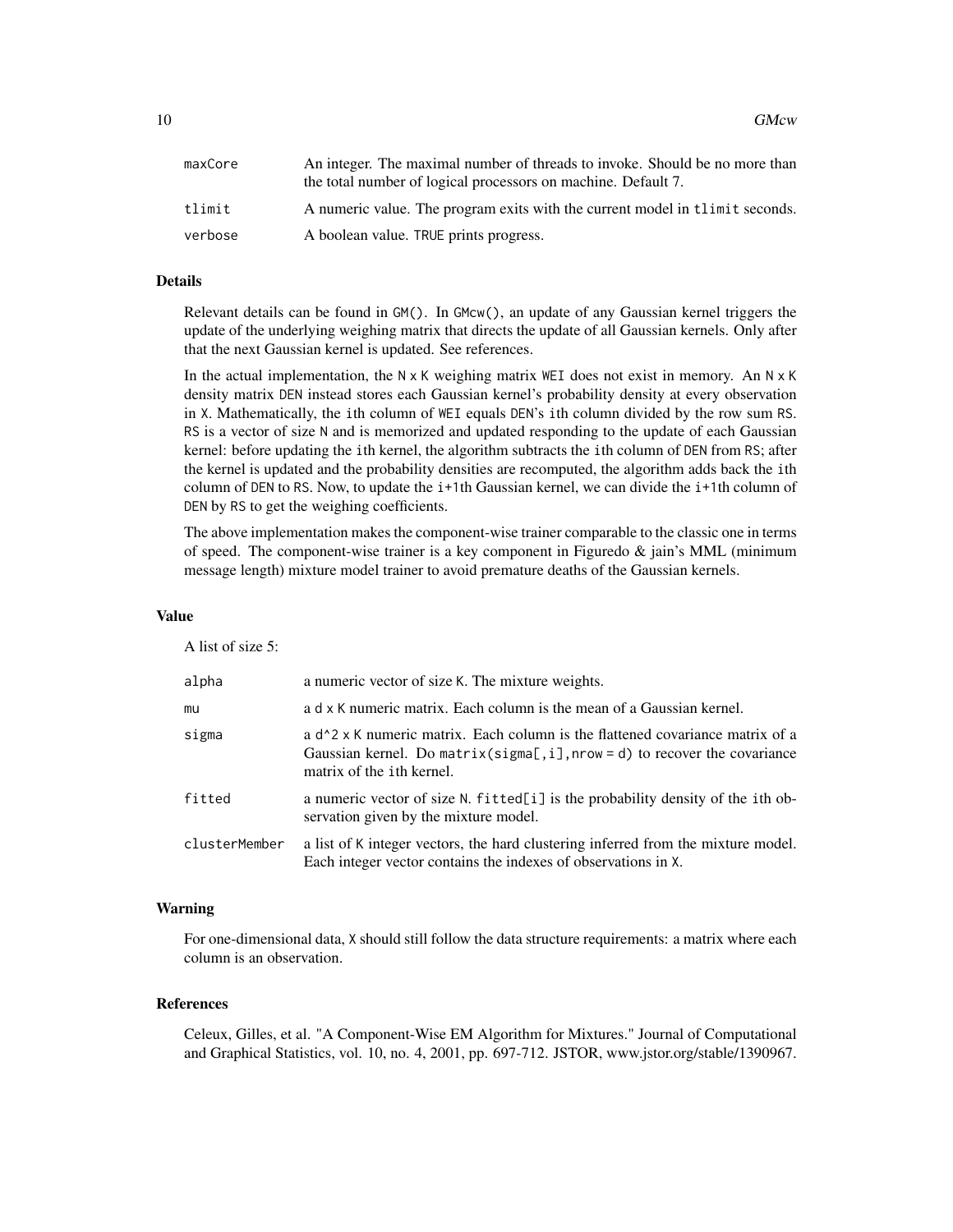| | |
|---|---|
| maxCore | An integer. The maximal number of threads to invoke. Should be no more than the total number of logical processors on machine. Default 7. |
| tlimit | A numeric value. The program exits with the current model in `tlimit` seconds. |
| verbose | A boolean value. `TRUE` prints progress. |

## Details

Relevant details can be found in `GM()`. In `GMcw()`, an update of any Gaussian kernel triggers the update of the underlying weighing matrix that directs the update of all Gaussian kernels. Only after that the next Gaussian kernel is updated. See references.

In the actual implementation, the `N x K` weighing matrix `WEI` does not exist in memory. An `N x K` density matrix `DEN` instead stores each Gaussian kernel's probability density at every observation in `X`. Mathematically, the `i`th column of `WEI` equals `DEN`'s `i`th column divided by the row sum `RS`. `RS` is a vector of size `N` and is memorized and updated responding to the update of each Gaussian kernel: before updating the `i`th kernel, the algorithm subtracts the `i`th column of `DEN` from `RS`; after the kernel is updated and the probability densities are recomputed, the algorithm adds back the `i`th column of `DEN` to `RS`. Now, to update the `i+1`th Gaussian kernel, we can divide the `i+1`th column of `DEN` by `RS` to get the weighing coefficients.

The above implementation makes the component-wise trainer comparable to the classic one in terms of speed. The component-wise trainer is a key component in Figuredo & jain's MML (minimum message length) mixture model trainer to avoid premature deaths of the Gaussian kernels.

## Value

A list of size 5:

| | |
|---|---|
| alpha | a numeric vector of size `K`. The mixture weights. |
| mu | a `d x K` numeric matrix. Each column is the mean of a Gaussian kernel. |
| sigma | a `d^2 x K` numeric matrix. Each column is the flattened covariance matrix of a Gaussian kernel. Do `matrix(sigma[,i],nrow = d)` to recover the covariance matrix of the `i`th kernel. |
| fitted | a numeric vector of size `N`. `fitted[i]` is the probability density of the `i`th observation given by the mixture model. |
| clusterMember | a list of `K` integer vectors, the hard clustering inferred from the mixture model. Each integer vector contains the indexes of observations in `X`. |

## Warning

For one-dimensional data, `X` should still follow the data structure requirements: a matrix where each column is an observation.

## References

Celeux, Gilles, et al. "A Component-Wise EM Algorithm for Mixtures." Journal of Computational and Graphical Statistics, vol. 10, no. 4, 2001, pp. 697-712. JSTOR, www.jstor.org/stable/1390967.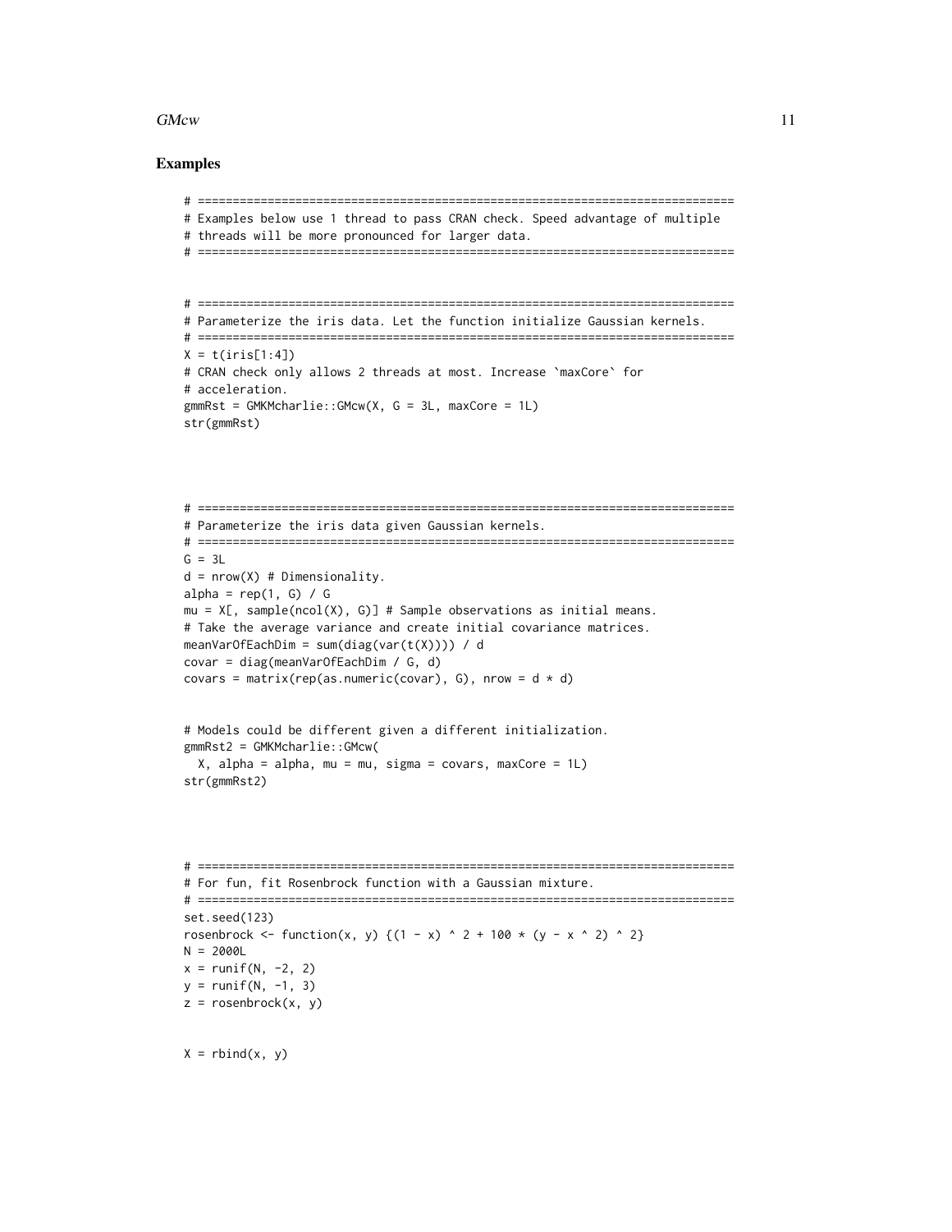## Examples

```
# ============================================================================
# Examples below use 1 thread to pass CRAN check. Speed advantage of multiple
# threads will be more pronounced for larger data.
# ============================================================================


# ============================================================================
# Parameterize the iris data. Let the function initialize Gaussian kernels.
# ============================================================================
X = t(iris[1:4])
# CRAN check only allows 2 threads at most. Increase `maxCore` for
# acceleration.
gmmRst = GMKMcharlie::GMcw(X, G = 3L, maxCore = 1L)
str(gmmRst)




# ============================================================================
# Parameterize the iris data given Gaussian kernels.
# ============================================================================
G = 3L
d = nrow(X) # Dimensionality.
alpha = rep(1, G) / G
mu = X[, sample(ncol(X), G)] # Sample observations as initial means.
# Take the average variance and create initial covariance matrices.
meanVarOfEachDim = sum(diag(var(t(X)))) / d
covar = diag(meanVarOfEachDim / G, d)
covars = matrix(rep(as.numeric(covar), G), nrow = d * d)


# Models could be different given a different initialization.
gmmRst2 = GMKMcharlie::GMcw(
  X, alpha = alpha, mu = mu, sigma = covars, maxCore = 1L)
str(gmmRst2)




# ============================================================================
# For fun, fit Rosenbrock function with a Gaussian mixture.
# ============================================================================
set.seed(123)
rosenbrock <- function(x, y) {(1 - x) ^ 2 + 100 * (y - x ^ 2) ^ 2}
N = 2000L
x = runif(N, -2, 2)
y = runif(N, -1, 3)
z = rosenbrock(x, y)


X = rbind(x, y)
```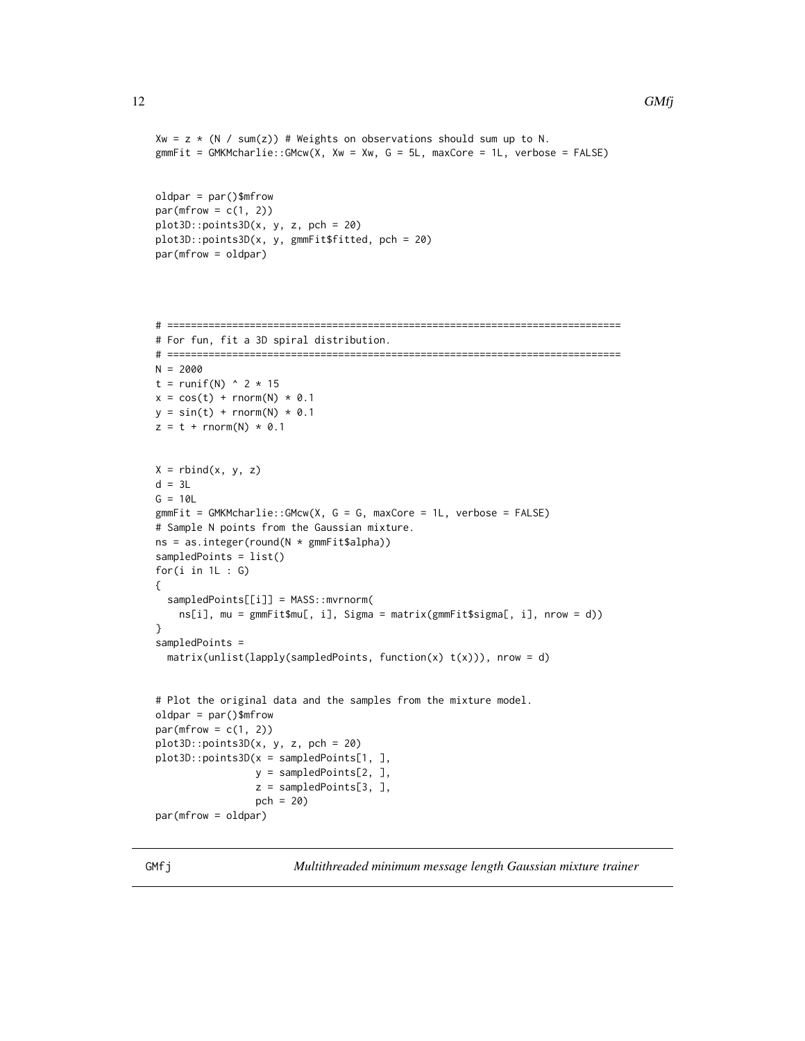```
Xw = z * (N / sum(z)) # Weights on observations should sum up to N.
gmmFit = GMKMcharlie::GMcw(X, Xw = Xw, G = 5L, maxCore = 1L, verbose = FALSE)


oldpar = par()$mfrow
par(mfrow = c(1, 2))
plot3D::points3D(x, y, z, pch = 20)
plot3D::points3D(x, y, gmmFit$fitted, pch = 20)
par(mfrow = oldpar)




# =============================================================================
# For fun, fit a 3D spiral distribution.
# =============================================================================
N = 2000
t = runif(N) ^ 2 * 15
x = cos(t) + rnorm(N) * 0.1
y = sin(t) + rnorm(N) * 0.1
z = t + rnorm(N) * 0.1


X = rbind(x, y, z)
d = 3L
G = 10L
gmmFit = GMKMcharlie::GMcw(X, G = G, maxCore = 1L, verbose = FALSE)
# Sample N points from the Gaussian mixture.
ns = as.integer(round(N * gmmFit$alpha))
sampledPoints = list()
for(i in 1L : G)
{
  sampledPoints[[i]] = MASS::mvrnorm(
    ns[i], mu = gmmFit$mu[, i], Sigma = matrix(gmmFit$sigma[, i], nrow = d))
}
sampledPoints =
  matrix(unlist(lapply(sampledPoints, function(x) t(x))), nrow = d)


# Plot the original data and the samples from the mixture model.
oldpar = par()$mfrow
par(mfrow = c(1, 2))
plot3D::points3D(x, y, z, pch = 20)
plot3D::points3D(x = sampledPoints[1, ],
                 y = sampledPoints[2, ],
                 z = sampledPoints[3, ],
                 pch = 20)
par(mfrow = oldpar)
```

GMfj *Multithreaded minimum message length Gaussian mixture trainer*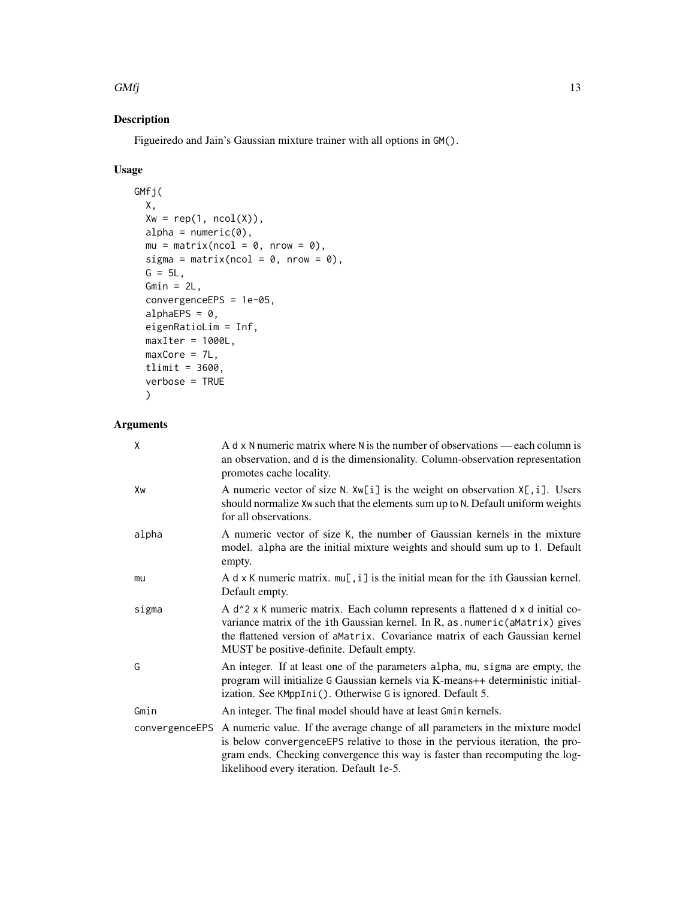## Description

Figueiredo and Jain's Gaussian mixture trainer with all options in `GM()`.

## Usage

```
GMfj(
  X,
  Xw = rep(1, ncol(X)),
  alpha = numeric(0),
  mu = matrix(ncol = 0, nrow = 0),
  sigma = matrix(ncol = 0, nrow = 0),
  G = 5L,
  Gmin = 2L,
  convergenceEPS = 1e-05,
  alphaEPS = 0,
  eigenRatioLim = Inf,
  maxIter = 1000L,
  maxCore = 7L,
  tlimit = 3600,
  verbose = TRUE
  )
```

## Arguments

| Argument | Description |
| --- | --- |
| `X` | A `d x N` numeric matrix where `N` is the number of observations — each column is an observation, and `d` is the dimensionality. Column-observation representation promotes cache locality. |
| `Xw` | A numeric vector of size `N`. `Xw[i]` is the weight on observation `X[,i]`. Users should normalize `Xw` such that the elements sum up to `N`. Default uniform weights for all observations. |
| `alpha` | A numeric vector of size `K`, the number of Gaussian kernels in the mixture model. `alpha` are the initial mixture weights and should sum up to 1. Default empty. |
| `mu` | A `d x K` numeric matrix. `mu[,i]` is the initial mean for the `i`th Gaussian kernel. Default empty. |
| `sigma` | A `d^2 x K` numeric matrix. Each column represents a flattened `d x d` initial covariance matrix of the `i`th Gaussian kernel. In R, `as.numeric(aMatrix)` gives the flattened version of `aMatrix`. Covariance matrix of each Gaussian kernel MUST be positive-definite. Default empty. |
| `G` | An integer. If at least one of the parameters `alpha`, `mu`, `sigma` are empty, the program will initialize `G` Gaussian kernels via K-means++ deterministic initialization. See `KMppIni()`. Otherwise `G` is ignored. Default 5. |
| `Gmin` | An integer. The final model should have at least `Gmin` kernels. |
| `convergenceEPS` | A numeric value. If the average change of all parameters in the mixture model is below `convergenceEPS` relative to those in the pervious iteration, the program ends. Checking convergence this way is faster than recomputing the log-likelihood every iteration. Default 1e-5. |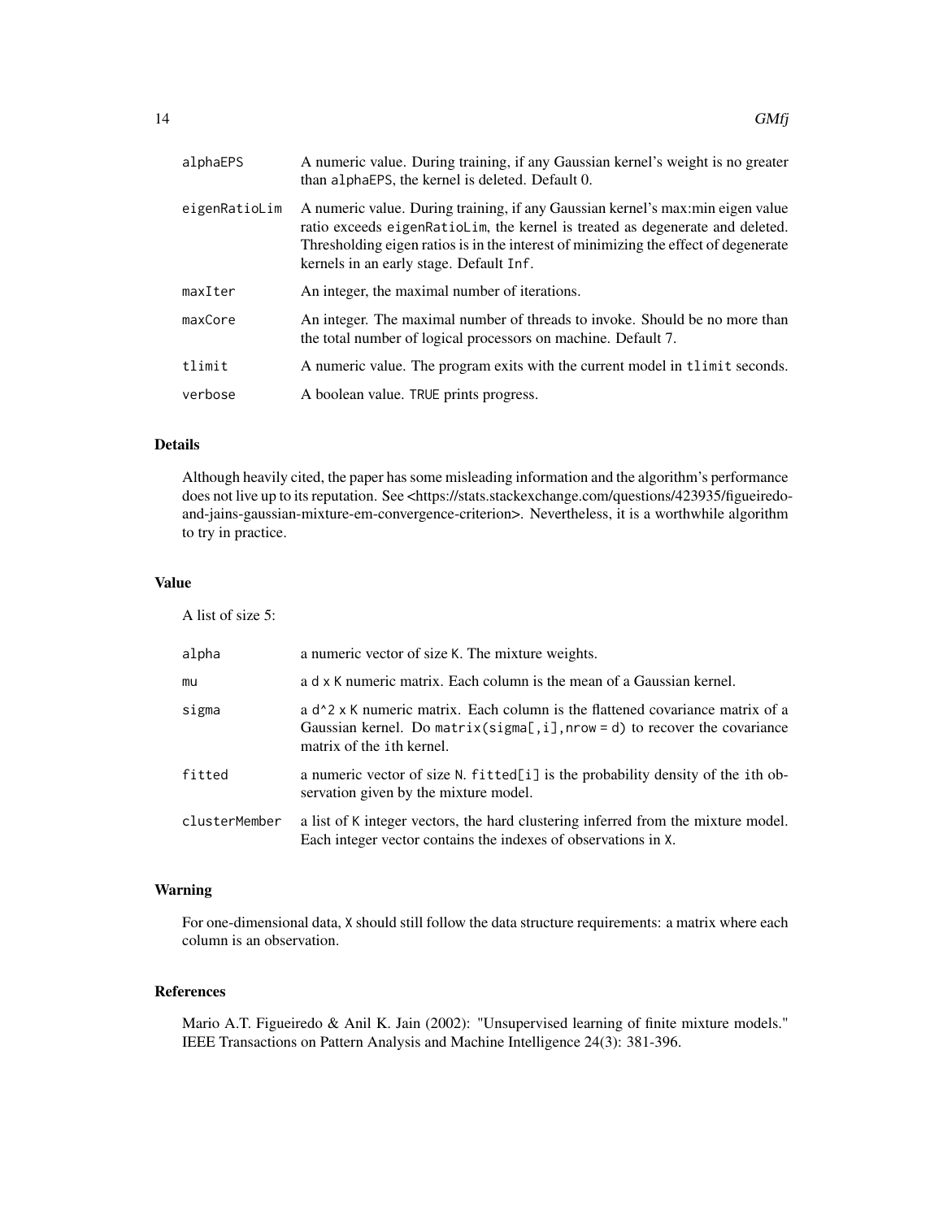| | |
|---|---|
| `alphaEPS` | A numeric value. During training, if any Gaussian kernel's weight is no greater than `alphaEPS`, the kernel is deleted. Default 0. |
| `eigenRatioLim` | A numeric value. During training, if any Gaussian kernel's max:min eigen value ratio exceeds `eigenRatioLim`, the kernel is treated as degenerate and deleted. Thresholding eigen ratios is in the interest of minimizing the effect of degenerate kernels in an early stage. Default `Inf`. |
| `maxIter` | An integer, the maximal number of iterations. |
| `maxCore` | An integer. The maximal number of threads to invoke. Should be no more than the total number of logical processors on machine. Default 7. |
| `tlimit` | A numeric value. The program exits with the current model in `tlimit` seconds. |
| `verbose` | A boolean value. `TRUE` prints progress. |

## Details

Although heavily cited, the paper has some misleading information and the algorithm's performance does not live up to its reputation. See <https://stats.stackexchange.com/questions/423935/figueiredo-and-jains-gaussian-mixture-em-convergence-criterion>. Nevertheless, it is a worthwhile algorithm to try in practice.

## Value

A list of size 5:

| | |
|---|---|
| `alpha` | a numeric vector of size `K`. The mixture weights. |
| `mu` | a `d x K` numeric matrix. Each column is the mean of a Gaussian kernel. |
| `sigma` | a `d^2 x K` numeric matrix. Each column is the flattened covariance matrix of a Gaussian kernel. Do `matrix(sigma[,i], nrow = d)` to recover the covariance matrix of the `i`th kernel. |
| `fitted` | a numeric vector of size `N`. `fitted[i]` is the probability density of the `i`th observation given by the mixture model. |
| `clusterMember` | a list of `K` integer vectors, the hard clustering inferred from the mixture model. Each integer vector contains the indexes of observations in `X`. |

## Warning

For one-dimensional data, `X` should still follow the data structure requirements: a matrix where each column is an observation.

## References

Mario A.T. Figueiredo & Anil K. Jain (2002): "Unsupervised learning of finite mixture models." IEEE Transactions on Pattern Analysis and Machine Intelligence 24(3): 381-396.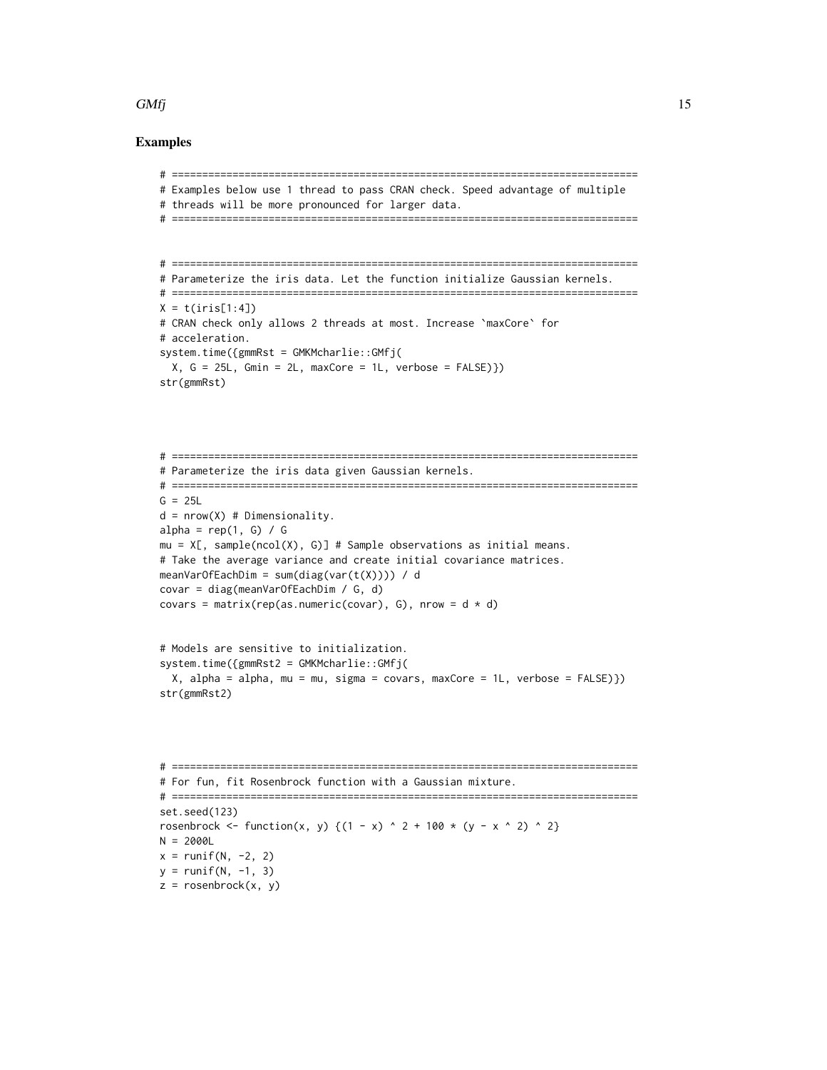### Examples

```
# =============================================================================
# Examples below use 1 thread to pass CRAN check. Speed advantage of multiple
# threads will be more pronounced for larger data.
# =============================================================================


# =============================================================================
# Parameterize the iris data. Let the function initialize Gaussian kernels.
# =============================================================================
X = t(iris[1:4])
# CRAN check only allows 2 threads at most. Increase `maxCore` for
# acceleration.
system.time({gmmRst = GMKMcharlie::GMfj(
  X, G = 25L, Gmin = 2L, maxCore = 1L, verbose = FALSE)})
str(gmmRst)




# =============================================================================
# Parameterize the iris data given Gaussian kernels.
# =============================================================================
G = 25L
d = nrow(X) # Dimensionality.
alpha = rep(1, G) / G
mu = X[, sample(ncol(X), G)] # Sample observations as initial means.
# Take the average variance and create initial covariance matrices.
meanVarOfEachDim = sum(diag(var(t(X)))) / d
covar = diag(meanVarOfEachDim / G, d)
covars = matrix(rep(as.numeric(covar), G), nrow = d * d)


# Models are sensitive to initialization.
system.time({gmmRst2 = GMKMcharlie::GMfj(
  X, alpha = alpha, mu = mu, sigma = covars, maxCore = 1L, verbose = FALSE)})
str(gmmRst2)




# =============================================================================
# For fun, fit Rosenbrock function with a Gaussian mixture.
# =============================================================================
set.seed(123)
rosenbrock <- function(x, y) {(1 - x) ^ 2 + 100 * (y - x ^ 2) ^ 2}
N = 2000L
x = runif(N, -2, 2)
y = runif(N, -1, 3)
z = rosenbrock(x, y)
```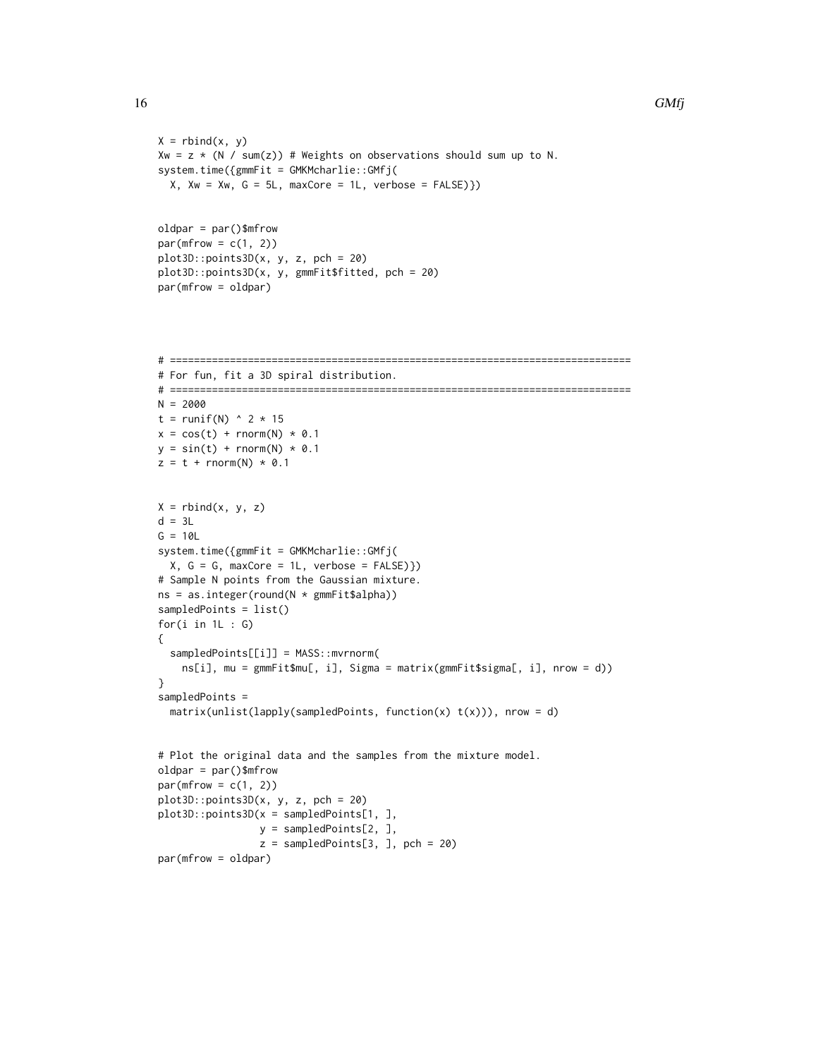```
X = rbind(x, y)
Xw = z * (N / sum(z)) # Weights on observations should sum up to N.
system.time({gmmFit = GMKMcharlie::GMfj(
  X, Xw = Xw, G = 5L, maxCore = 1L, verbose = FALSE)})


oldpar = par()$mfrow
par(mfrow = c(1, 2))
plot3D::points3D(x, y, z, pch = 20)
plot3D::points3D(x, y, gmmFit$fitted, pch = 20)
par(mfrow = oldpar)




# =============================================================================
# For fun, fit a 3D spiral distribution.
# =============================================================================
N = 2000
t = runif(N) ^ 2 * 15
x = cos(t) + rnorm(N) * 0.1
y = sin(t) + rnorm(N) * 0.1
z = t + rnorm(N) * 0.1


X = rbind(x, y, z)
d = 3L
G = 10L
system.time({gmmFit = GMKMcharlie::GMfj(
  X, G = G, maxCore = 1L, verbose = FALSE)})
# Sample N points from the Gaussian mixture.
ns = as.integer(round(N * gmmFit$alpha))
sampledPoints = list()
for(i in 1L : G)
{
  sampledPoints[[i]] = MASS::mvrnorm(
    ns[i], mu = gmmFit$mu[, i], Sigma = matrix(gmmFit$sigma[, i], nrow = d))
}
sampledPoints =
  matrix(unlist(lapply(sampledPoints, function(x) t(x))), nrow = d)


# Plot the original data and the samples from the mixture model.
oldpar = par()$mfrow
par(mfrow = c(1, 2))
plot3D::points3D(x, y, z, pch = 20)
plot3D::points3D(x = sampledPoints[1, ],
                 y = sampledPoints[2, ],
                 z = sampledPoints[3, ], pch = 20)
par(mfrow = oldpar)
```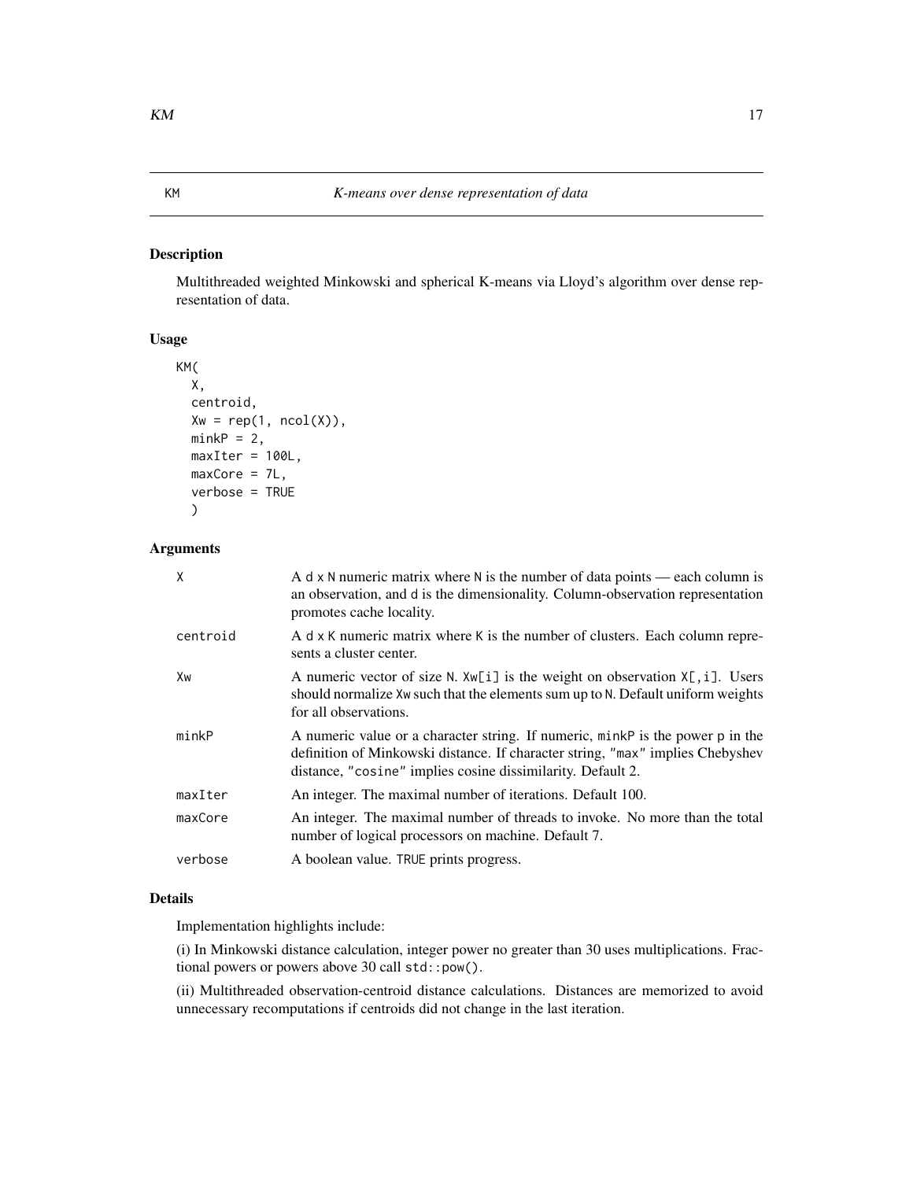KM *K-means over dense representation of data*

## Description

Multithreaded weighted Minkowski and spherical K-means via Lloyd's algorithm over dense representation of data.

## Usage

```
KM(
  X,
  centroid,
  Xw = rep(1, ncol(X)),
  minkP = 2,
  maxIter = 100L,
  maxCore = 7L,
  verbose = TRUE
  )
```

## Arguments

| | |
|---|---|
| X | A d x N numeric matrix where N is the number of data points — each column is an observation, and d is the dimensionality. Column-observation representation promotes cache locality. |
| centroid | A d x K numeric matrix where K is the number of clusters. Each column represents a cluster center. |
| Xw | A numeric vector of size N. Xw[i] is the weight on observation X[,i]. Users should normalize Xw such that the elements sum up to N. Default uniform weights for all observations. |
| minkP | A numeric value or a character string. If numeric, minkP is the power p in the definition of Minkowski distance. If character string, "max" implies Chebyshev distance, "cosine" implies cosine dissimilarity. Default 2. |
| maxIter | An integer. The maximal number of iterations. Default 100. |
| maxCore | An integer. The maximal number of threads to invoke. No more than the total number of logical processors on machine. Default 7. |
| verbose | A boolean value. TRUE prints progress. |

## Details

Implementation highlights include:

(i) In Minkowski distance calculation, integer power no greater than 30 uses multiplications. Fractional powers or powers above 30 call `std::pow()`.

(ii) Multithreaded observation-centroid distance calculations. Distances are memorized to avoid unnecessary recomputations if centroids did not change in the last iteration.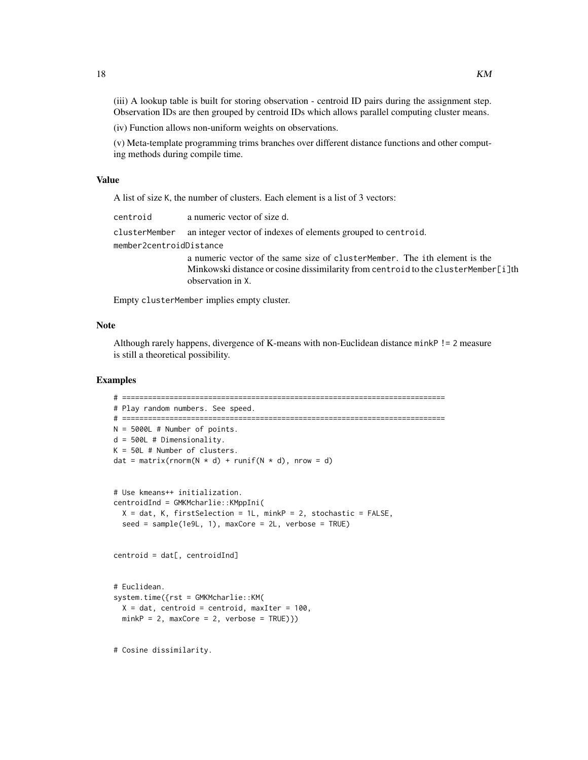(iii) A lookup table is built for storing observation - centroid ID pairs during the assignment step. Observation IDs are then grouped by centroid IDs which allows parallel computing cluster means.

(iv) Function allows non-uniform weights on observations.

(v) Meta-template programming trims branches over different distance functions and other computing methods during compile time.

### Value

A list of size K, the number of clusters. Each element is a list of 3 vectors:

centroid — a numeric vector of size d.

clusterMember — an integer vector of indexes of elements grouped to centroid.

member2centroidDistance — a numeric vector of the same size of clusterMember. The ith element is the Minkowski distance or cosine dissimilarity from centroid to the clusterMember[i]th observation in X.

Empty clusterMember implies empty cluster.

### Note

Although rarely happens, divergence of K-means with non-Euclidean distance minkP != 2 measure is still a theoretical possibility.

### Examples

```
# ===========================================================================
# Play random numbers. See speed.
# ===========================================================================
N = 5000L # Number of points.
d = 500L # Dimensionality.
K = 50L # Number of clusters.
dat = matrix(rnorm(N * d) + runif(N * d), nrow = d)


# Use kmeans++ initialization.
centroidInd = GMKMcharlie::KMppIni(
  X = dat, K, firstSelection = 1L, minkP = 2, stochastic = FALSE,
  seed = sample(1e9L, 1), maxCore = 2L, verbose = TRUE)


centroid = dat[, centroidInd]


# Euclidean.
system.time({rst = GMKMcharlie::KM(
  X = dat, centroid = centroid, maxIter = 100,
  minkP = 2, maxCore = 2, verbose = TRUE)})


# Cosine dissimilarity.
```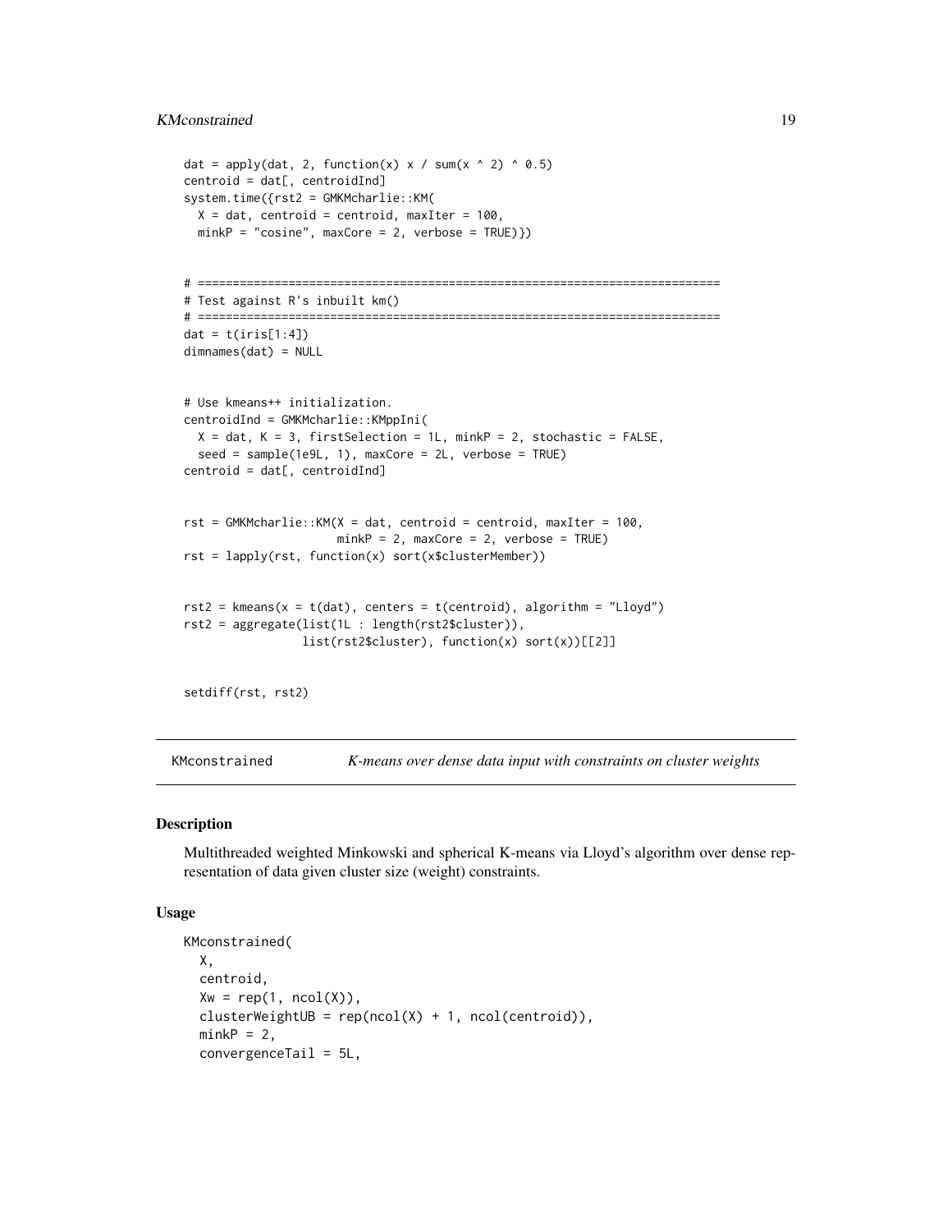```
dat = apply(dat, 2, function(x) x / sum(x ^ 2) ^ 0.5)
centroid = dat[, centroidInd]
system.time({rst2 = GMKMcharlie::KM(
  X = dat, centroid = centroid, maxIter = 100,
  minkP = "cosine", maxCore = 2, verbose = TRUE)})


# ===========================================================================
# Test against R's inbuilt km()
# ===========================================================================
dat = t(iris[1:4])
dimnames(dat) = NULL


# Use kmeans++ initialization.
centroidInd = GMKMcharlie::KMppIni(
  X = dat, K = 3, firstSelection = 1L, minkP = 2, stochastic = FALSE,
  seed = sample(1e9L, 1), maxCore = 2L, verbose = TRUE)
centroid = dat[, centroidInd]


rst = GMKMcharlie::KM(X = dat, centroid = centroid, maxIter = 100,
                      minkP = 2, maxCore = 2, verbose = TRUE)
rst = lapply(rst, function(x) sort(x$clusterMember))


rst2 = kmeans(x = t(dat), centers = t(centroid), algorithm = "Lloyd")
rst2 = aggregate(list(1L : length(rst2$cluster)),
                 list(rst2$cluster), function(x) sort(x))[[2]]


setdiff(rst, rst2)
```

## KMconstrained — *K-means over dense data input with constraints on cluster weights*

### Description

Multithreaded weighted Minkowski and spherical K-means via Lloyd's algorithm over dense representation of data given cluster size (weight) constraints.

### Usage

```
KMconstrained(
  X,
  centroid,
  Xw = rep(1, ncol(X)),
  clusterWeightUB = rep(ncol(X) + 1, ncol(centroid)),
  minkP = 2,
  convergenceTail = 5L,
```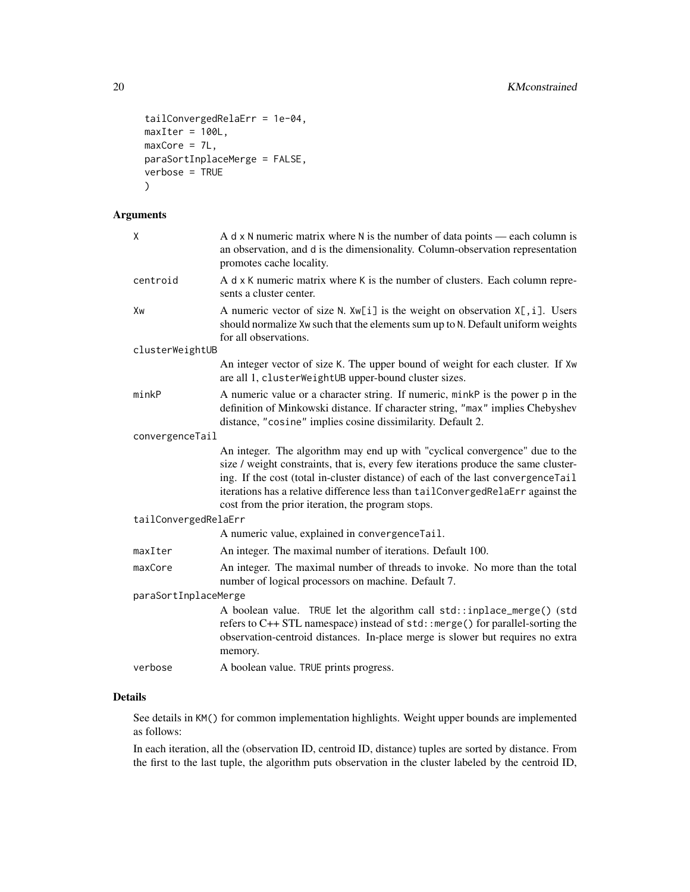```
  tailConvergedRelaErr = 1e-04,
  maxIter = 100L,
  maxCore = 7L,
  paraSortInplaceMerge = FALSE,
  verbose = TRUE
  )
```

### Arguments

| | |
|---|---|
| X | A d x N numeric matrix where N is the number of data points — each column is an observation, and d is the dimensionality. Column-observation representation promotes cache locality. |
| centroid | A d x K numeric matrix where K is the number of clusters. Each column represents a cluster center. |
| Xw | A numeric vector of size N. Xw[i] is the weight on observation X[,i]. Users should normalize Xw such that the elements sum up to N. Default uniform weights for all observations. |
| clusterWeightUB | An integer vector of size K. The upper bound of weight for each cluster. If Xw are all 1, clusterWeightUB upper-bound cluster sizes. |
| minkP | A numeric value or a character string. If numeric, minkP is the power p in the definition of Minkowski distance. If character string, "max" implies Chebyshev distance, "cosine" implies cosine dissimilarity. Default 2. |
| convergenceTail | An integer. The algorithm may end up with "cyclical convergence" due to the size / weight constraints, that is, every few iterations produce the same clustering. If the cost (total in-cluster distance) of each of the last convergenceTail iterations has a relative difference less than tailConvergedRelaErr against the cost from the prior iteration, the program stops. |
| tailConvergedRelaErr | A numeric value, explained in convergenceTail. |
| maxIter | An integer. The maximal number of iterations. Default 100. |
| maxCore | An integer. The maximal number of threads to invoke. No more than the total number of logical processors on machine. Default 7. |
| paraSortInplaceMerge | A boolean value. TRUE let the algorithm call std::inplace_merge() (std refers to C++ STL namespace) instead of std::merge() for parallel-sorting the observation-centroid distances. In-place merge is slower but requires no extra memory. |
| verbose | A boolean value. TRUE prints progress. |

### Details

See details in KM() for common implementation highlights. Weight upper bounds are implemented as follows:

In each iteration, all the (observation ID, centroid ID, distance) tuples are sorted by distance. From the first to the last tuple, the algorithm puts observation in the cluster labeled by the centroid ID,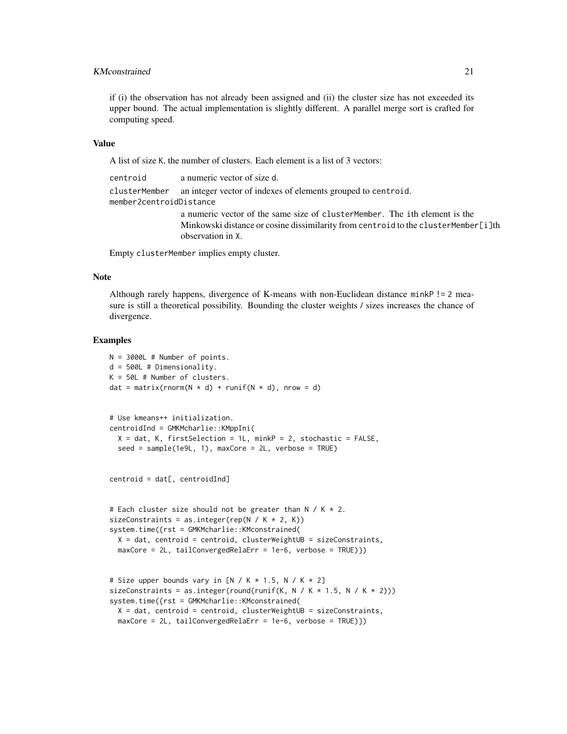if (i) the observation has not already been assigned and (ii) the cluster size has not exceeded its upper bound. The actual implementation is slightly different. A parallel merge sort is crafted for computing speed.

## Value

A list of size K, the number of clusters. Each element is a list of 3 vectors:

- `centroid` — a numeric vector of size d.
- `clusterMember` — an integer vector of indexes of elements grouped to `centroid`.
- `member2centroidDistance` — a numeric vector of the same size of `clusterMember`. The ith element is the Minkowski distance or cosine dissimilarity from `centroid` to the `clusterMember[i]`th observation in X.

Empty `clusterMember` implies empty cluster.

## Note

Although rarely happens, divergence of K-means with non-Euclidean distance `minkP != 2` measure is still a theoretical possibility. Bounding the cluster weights / sizes increases the chance of divergence.

## Examples

```
N = 3000L # Number of points.
d = 500L # Dimensionality.
K = 50L # Number of clusters.
dat = matrix(rnorm(N * d) + runif(N * d), nrow = d)


# Use kmeans++ initialization.
centroidInd = GMKMcharlie::KMppIni(
  X = dat, K, firstSelection = 1L, minkP = 2, stochastic = FALSE,
  seed = sample(1e9L, 1), maxCore = 2L, verbose = TRUE)


centroid = dat[, centroidInd]


# Each cluster size should not be greater than N / K * 2.
sizeConstraints = as.integer(rep(N / K * 2, K))
system.time({rst = GMKMcharlie::KMconstrained(
  X = dat, centroid = centroid, clusterWeightUB = sizeConstraints,
  maxCore = 2L, tailConvergedRelaErr = 1e-6, verbose = TRUE)})


# Size upper bounds vary in [N / K * 1.5, N / K * 2]
sizeConstraints = as.integer(round(runif(K, N / K * 1.5, N / K * 2)))
system.time({rst = GMKMcharlie::KMconstrained(
  X = dat, centroid = centroid, clusterWeightUB = sizeConstraints,
  maxCore = 2L, tailConvergedRelaErr = 1e-6, verbose = TRUE)})
```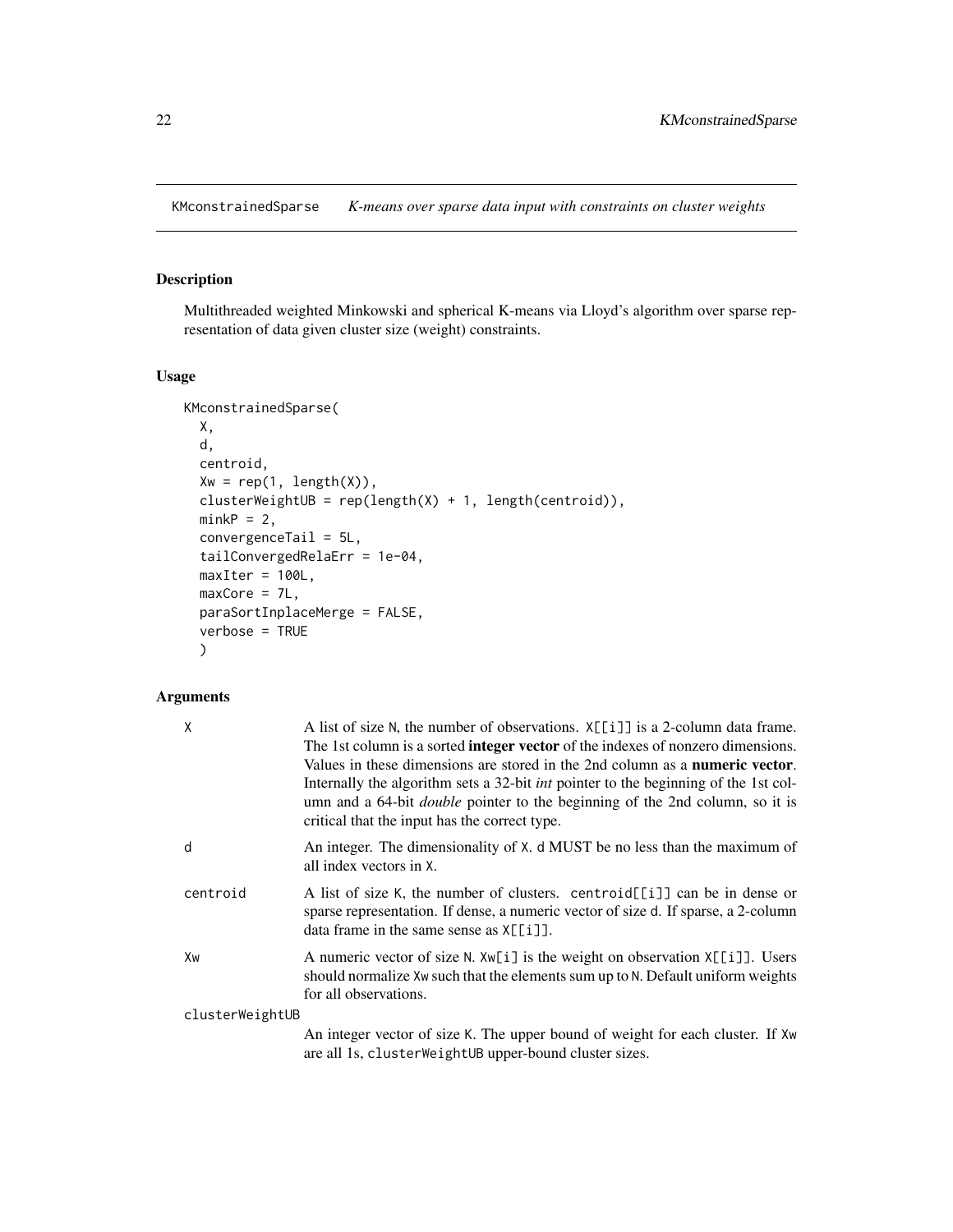KMconstrainedSparse *K-means over sparse data input with constraints on cluster weights*

## Description

Multithreaded weighted Minkowski and spherical K-means via Lloyd's algorithm over sparse representation of data given cluster size (weight) constraints.

## Usage

```
KMconstrainedSparse(
  X,
  d,
  centroid,
  Xw = rep(1, length(X)),
  clusterWeightUB = rep(length(X) + 1, length(centroid)),
  minkP = 2,
  convergenceTail = 5L,
  tailConvergedRelaErr = 1e-04,
  maxIter = 100L,
  maxCore = 7L,
  paraSortInplaceMerge = FALSE,
  verbose = TRUE
  )
```

## Arguments

| | |
|---|---|
| X | A list of size N, the number of observations. X[[i]] is a 2-column data frame. The 1st column is a sorted **integer vector** of the indexes of nonzero dimensions. Values in these dimensions are stored in the 2nd column as a **numeric vector**. Internally the algorithm sets a 32-bit *int* pointer to the beginning of the 1st column and a 64-bit *double* pointer to the beginning of the 2nd column, so it is critical that the input has the correct type. |
| d | An integer. The dimensionality of X. d MUST be no less than the maximum of all index vectors in X. |
| centroid | A list of size K, the number of clusters. centroid[[i]] can be in dense or sparse representation. If dense, a numeric vector of size d. If sparse, a 2-column data frame in the same sense as X[[i]]. |
| Xw | A numeric vector of size N. Xw[i] is the weight on observation X[[i]]. Users should normalize Xw such that the elements sum up to N. Default uniform weights for all observations. |
| clusterWeightUB | An integer vector of size K. The upper bound of weight for each cluster. If Xw are all 1s, clusterWeightUB upper-bound cluster sizes. |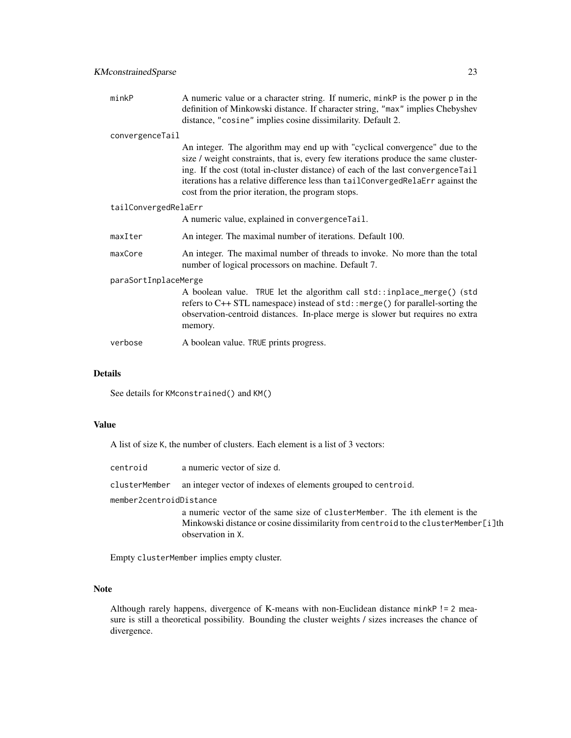minkP
: A numeric value or a character string. If numeric, `minkP` is the power `p` in the definition of Minkowski distance. If character string, `"max"` implies Chebyshev distance, `"cosine"` implies cosine dissimilarity. Default 2.

convergenceTail
: An integer. The algorithm may end up with "cyclical convergence" due to the size / weight constraints, that is, every few iterations produce the same clustering. If the cost (total in-cluster distance) of each of the last `convergenceTail` iterations has a relative difference less than `tailConvergedRelaErr` against the cost from the prior iteration, the program stops.

tailConvergedRelaErr
: A numeric value, explained in `convergenceTail`.

maxIter
: An integer. The maximal number of iterations. Default 100.

maxCore
: An integer. The maximal number of threads to invoke. No more than the total number of logical processors on machine. Default 7.

paraSortInplaceMerge
: A boolean value. `TRUE` let the algorithm call `std::inplace_merge()` (`std` refers to C++ STL namespace) instead of `std::merge()` for parallel-sorting the observation-centroid distances. In-place merge is slower but requires no extra memory.

verbose
: A boolean value. `TRUE` prints progress.

## Details

See details for `KMconstrained()` and `KM()`

## Value

A list of size `K`, the number of clusters. Each element is a list of 3 vectors:

centroid
: a numeric vector of size `d`.

clusterMember
: an integer vector of indexes of elements grouped to `centroid`.

member2centroidDistance
: a numeric vector of the same size of `clusterMember`. The `i`th element is the Minkowski distance or cosine dissimilarity from `centroid` to the `clusterMember[i]`th observation in `X`.

Empty `clusterMember` implies empty cluster.

## Note

Although rarely happens, divergence of K-means with non-Euclidean distance `minkP != 2` measure is still a theoretical possibility. Bounding the cluster weights / sizes increases the chance of divergence.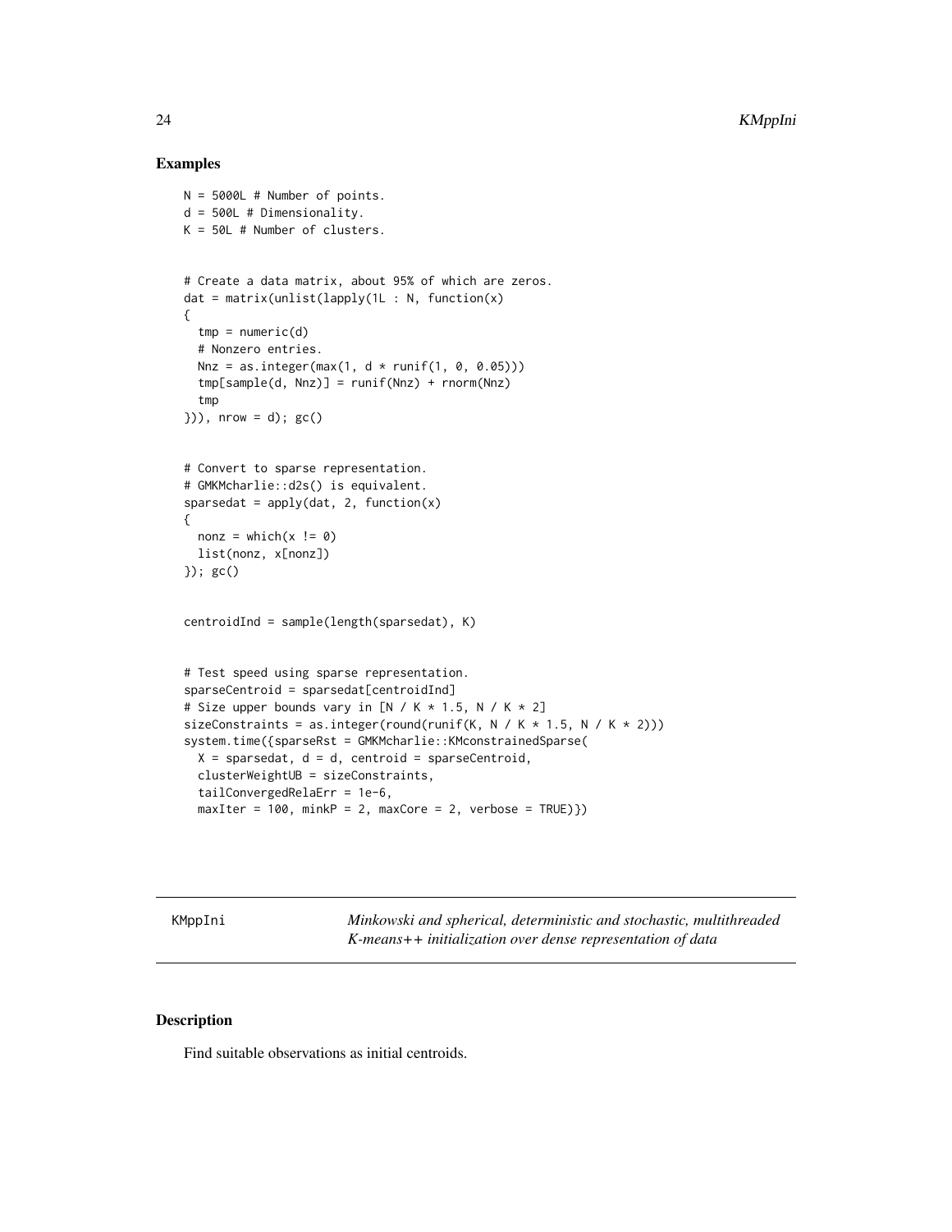## Examples

```
N = 5000L # Number of points.
d = 500L # Dimensionality.
K = 50L # Number of clusters.


# Create a data matrix, about 95% of which are zeros.
dat = matrix(unlist(lapply(1L : N, function(x)
{
  tmp = numeric(d)
  # Nonzero entries.
  Nnz = as.integer(max(1, d * runif(1, 0, 0.05)))
  tmp[sample(d, Nnz)] = runif(Nnz) + rnorm(Nnz)
  tmp
})), nrow = d); gc()


# Convert to sparse representation.
# GMKMcharlie::d2s() is equivalent.
sparsedat = apply(dat, 2, function(x)
{
  nonz = which(x != 0)
  list(nonz, x[nonz])
}); gc()


centroidInd = sample(length(sparsedat), K)


# Test speed using sparse representation.
sparseCentroid = sparsedat[centroidInd]
# Size upper bounds vary in [N / K * 1.5, N / K * 2]
sizeConstraints = as.integer(round(runif(K, N / K * 1.5, N / K * 2)))
system.time({sparseRst = GMKMcharlie::KMconstrainedSparse(
  X = sparsedat, d = d, centroid = sparseCentroid,
  clusterWeightUB = sizeConstraints,
  tailConvergedRelaErr = 1e-6,
  maxIter = 100, minkP = 2, maxCore = 2, verbose = TRUE)})
```

---

KMppIni — *Minkowski and spherical, deterministic and stochastic, multithreaded K-means++ initialization over dense representation of data*

---

## Description

Find suitable observations as initial centroids.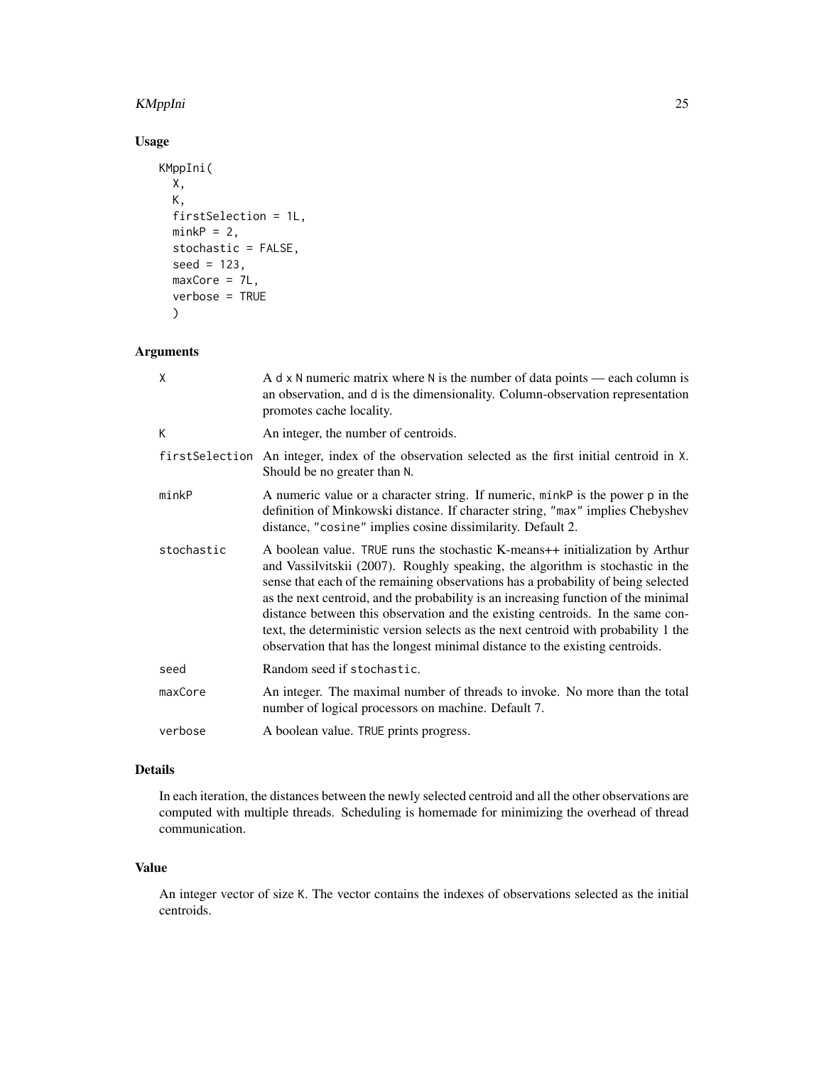## Usage

```
KMppIni(
  X,
  K,
  firstSelection = 1L,
  minkP = 2,
  stochastic = FALSE,
  seed = 123,
  maxCore = 7L,
  verbose = TRUE
  )
```

## Arguments

| | |
|---|---|
| X | A d x N numeric matrix where N is the number of data points — each column is an observation, and d is the dimensionality. Column-observation representation promotes cache locality. |
| K | An integer, the number of centroids. |
| firstSelection | An integer, index of the observation selected as the first initial centroid in X. Should be no greater than N. |
| minkP | A numeric value or a character string. If numeric, minkP is the power p in the definition of Minkowski distance. If character string, "max" implies Chebyshev distance, "cosine" implies cosine dissimilarity. Default 2. |
| stochastic | A boolean value. TRUE runs the stochastic K-means++ initialization by Arthur and Vassilvitskii (2007). Roughly speaking, the algorithm is stochastic in the sense that each of the remaining observations has a probability of being selected as the next centroid, and the probability is an increasing function of the minimal distance between this observation and the existing centroids. In the same context, the deterministic version selects as the next centroid with probability 1 the observation that has the longest minimal distance to the existing centroids. |
| seed | Random seed if stochastic. |
| maxCore | An integer. The maximal number of threads to invoke. No more than the total number of logical processors on machine. Default 7. |
| verbose | A boolean value. TRUE prints progress. |

## Details

In each iteration, the distances between the newly selected centroid and all the other observations are computed with multiple threads. Scheduling is homemade for minimizing the overhead of thread communication.

## Value

An integer vector of size K. The vector contains the indexes of observations selected as the initial centroids.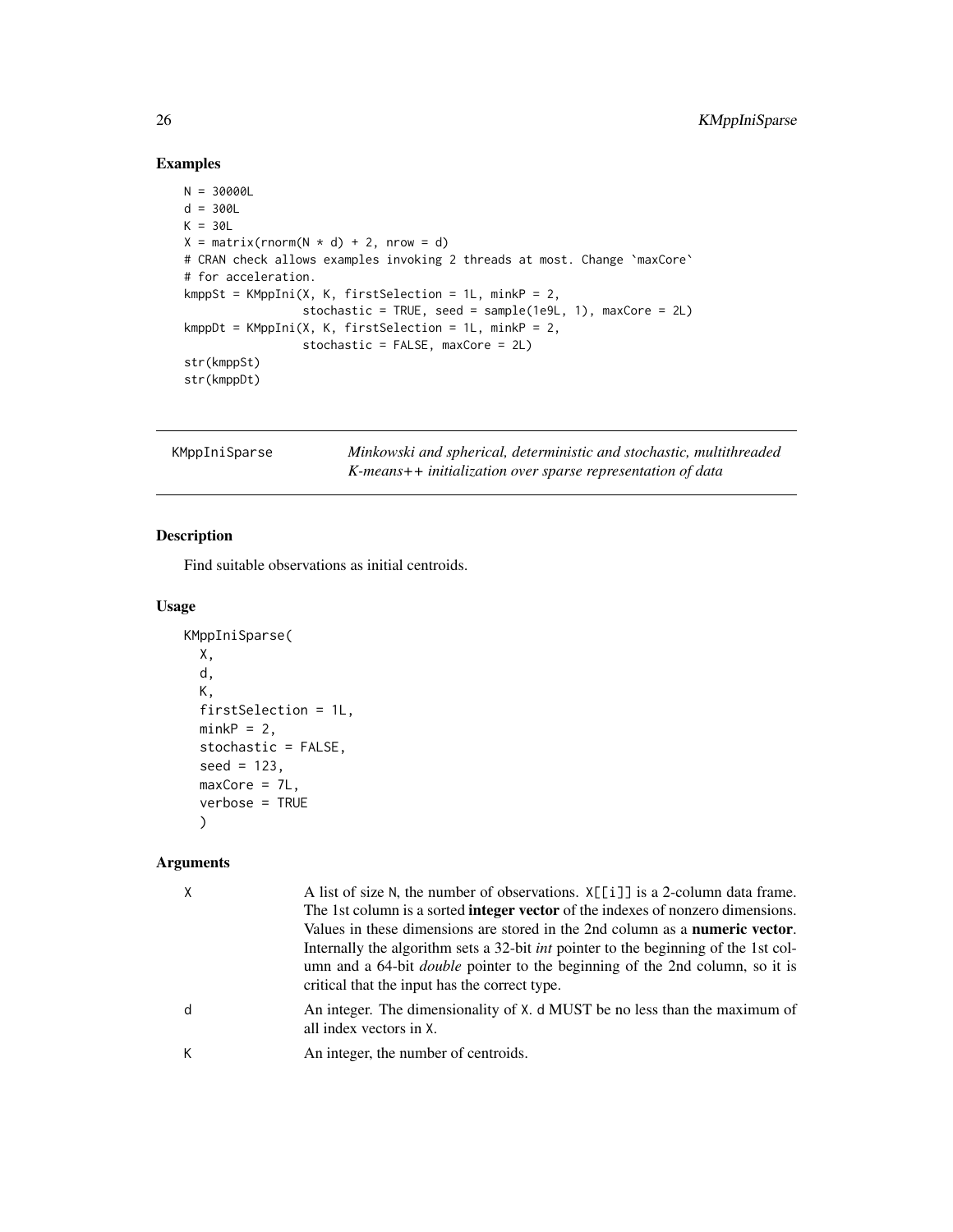## Examples

```
N = 30000L
d = 300L
K = 30L
X = matrix(rnorm(N * d) + 2, nrow = d)
# CRAN check allows examples invoking 2 threads at most. Change `maxCore`
# for acceleration.
kmppSt = KMppIni(X, K, firstSelection = 1L, minkP = 2,
                 stochastic = TRUE, seed = sample(1e9L, 1), maxCore = 2L)
kmppDt = KMppIni(X, K, firstSelection = 1L, minkP = 2,
                 stochastic = FALSE, maxCore = 2L)
str(kmppSt)
str(kmppDt)
```

---

# KMppIniSparse

*Minkowski and spherical, deterministic and stochastic, multithreaded K-means++ initialization over sparse representation of data*

---

## Description

Find suitable observations as initial centroids.

## Usage

```
KMppIniSparse(
  X,
  d,
  K,
  firstSelection = 1L,
  minkP = 2,
  stochastic = FALSE,
  seed = 123,
  maxCore = 7L,
  verbose = TRUE
  )
```

## Arguments

| | |
|---|---|
| X | A list of size N, the number of observations. X[[i]] is a 2-column data frame. The 1st column is a sorted **integer vector** of the indexes of nonzero dimensions. Values in these dimensions are stored in the 2nd column as a **numeric vector**. Internally the algorithm sets a 32-bit *int* pointer to the beginning of the 1st column and a 64-bit *double* pointer to the beginning of the 2nd column, so it is critical that the input has the correct type. |
| d | An integer. The dimensionality of X. d MUST be no less than the maximum of all index vectors in X. |
| K | An integer, the number of centroids. |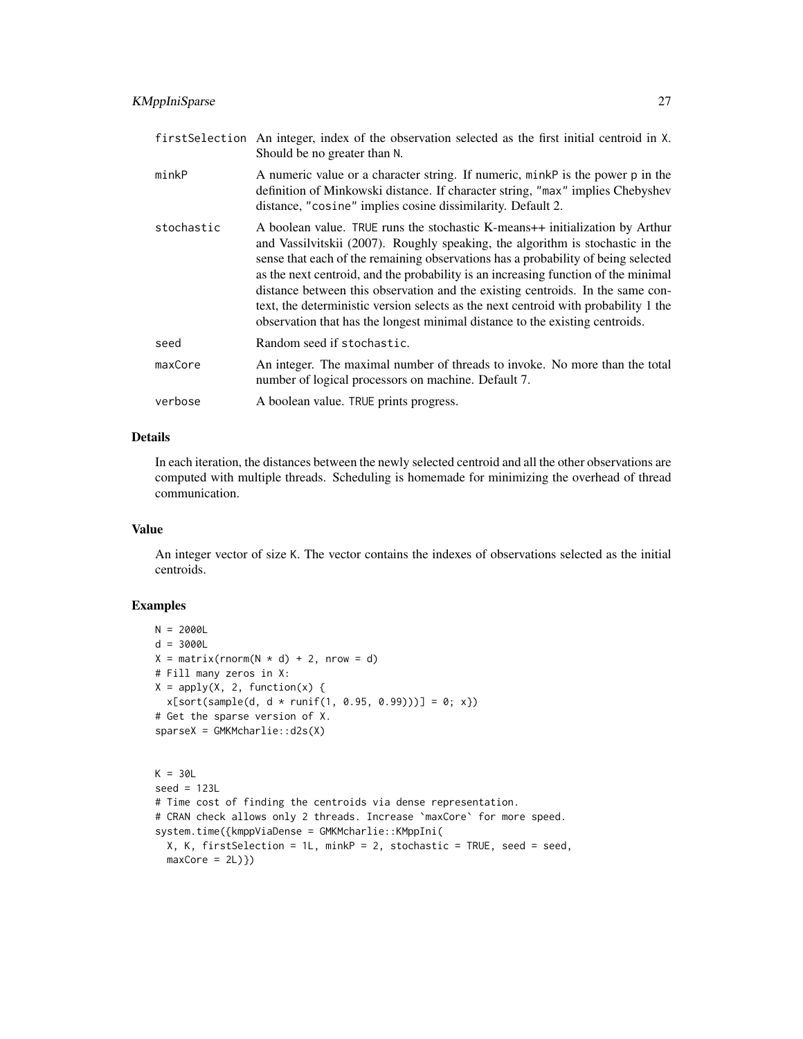| | |
|---|---|
| firstSelection | An integer, index of the observation selected as the first initial centroid in X. Should be no greater than N. |
| minkP | A numeric value or a character string. If numeric, minkP is the power p in the definition of Minkowski distance. If character string, "max" implies Chebyshev distance, "cosine" implies cosine dissimilarity. Default 2. |
| stochastic | A boolean value. TRUE runs the stochastic K-means++ initialization by Arthur and Vassilvitskii (2007). Roughly speaking, the algorithm is stochastic in the sense that each of the remaining observations has a probability of being selected as the next centroid, and the probability is an increasing function of the minimal distance between this observation and the existing centroids. In the same context, the deterministic version selects as the next centroid with probability 1 the observation that has the longest minimal distance to the existing centroids. |
| seed | Random seed if stochastic. |
| maxCore | An integer. The maximal number of threads to invoke. No more than the total number of logical processors on machine. Default 7. |
| verbose | A boolean value. TRUE prints progress. |

## Details

In each iteration, the distances between the newly selected centroid and all the other observations are computed with multiple threads. Scheduling is homemade for minimizing the overhead of thread communication.

## Value

An integer vector of size K. The vector contains the indexes of observations selected as the initial centroids.

## Examples

```
N = 2000L
d = 3000L
X = matrix(rnorm(N * d) + 2, nrow = d)
# Fill many zeros in X:
X = apply(X, 2, function(x) {
  x[sort(sample(d, d * runif(1, 0.95, 0.99)))] = 0; x})
# Get the sparse version of X.
sparseX = GMKMcharlie::d2s(X)


K = 30L
seed = 123L
# Time cost of finding the centroids via dense representation.
# CRAN check allows only 2 threads. Increase `maxCore` for more speed.
system.time({kmppViaDense = GMKMcharlie::KMppIni(
  X, K, firstSelection = 1L, minkP = 2, stochastic = TRUE, seed = seed,
  maxCore = 2L)})
```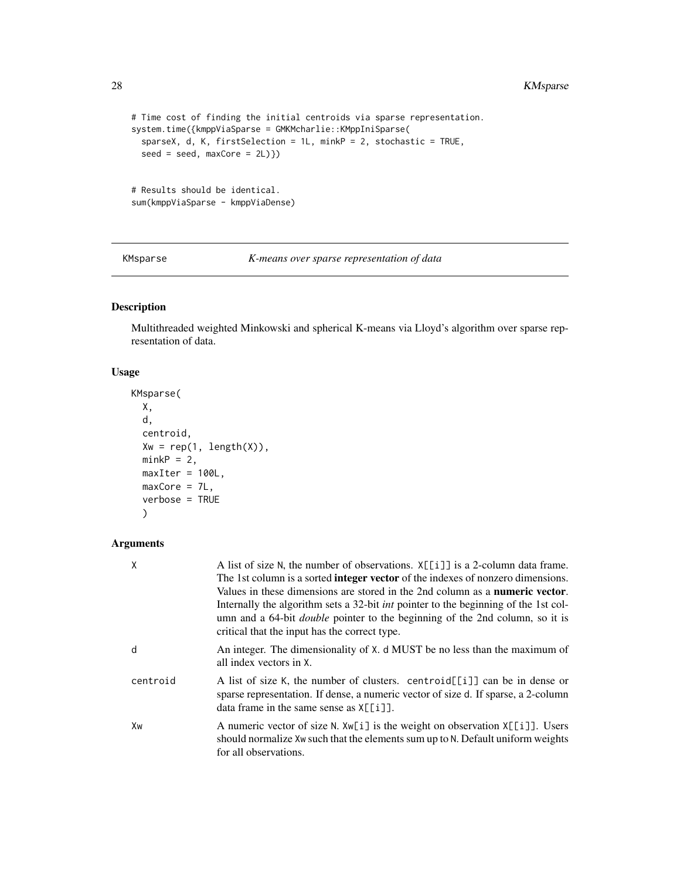```
# Time cost of finding the initial centroids via sparse representation.
system.time({kmppViaSparse = GMKMcharlie::KMppIniSparse(
  sparseX, d, K, firstSelection = 1L, minkP = 2, stochastic = TRUE,
  seed = seed, maxCore = 2L)})


# Results should be identical.
sum(kmppViaSparse - kmppViaDense)
```

## KMsparse — *K-means over sparse representation of data*

### Description

Multithreaded weighted Minkowski and spherical K-means via Lloyd's algorithm over sparse representation of data.

### Usage

```
KMsparse(
  X,
  d,
  centroid,
  Xw = rep(1, length(X)),
  minkP = 2,
  maxIter = 100L,
  maxCore = 7L,
  verbose = TRUE
  )
```

### Arguments

| | |
|---|---|
| X | A list of size N, the number of observations. X[[i]] is a 2-column data frame. The 1st column is a sorted **integer vector** of the indexes of nonzero dimensions. Values in these dimensions are stored in the 2nd column as a **numeric vector**. Internally the algorithm sets a 32-bit *int* pointer to the beginning of the 1st column and a 64-bit *double* pointer to the beginning of the 2nd column, so it is critical that the input has the correct type. |
| d | An integer. The dimensionality of X. d MUST be no less than the maximum of all index vectors in X. |
| centroid | A list of size K, the number of clusters. centroid[[i]] can be in dense or sparse representation. If dense, a numeric vector of size d. If sparse, a 2-column data frame in the same sense as X[[i]]. |
| Xw | A numeric vector of size N. Xw[i] is the weight on observation X[[i]]. Users should normalize Xw such that the elements sum up to N. Default uniform weights for all observations. |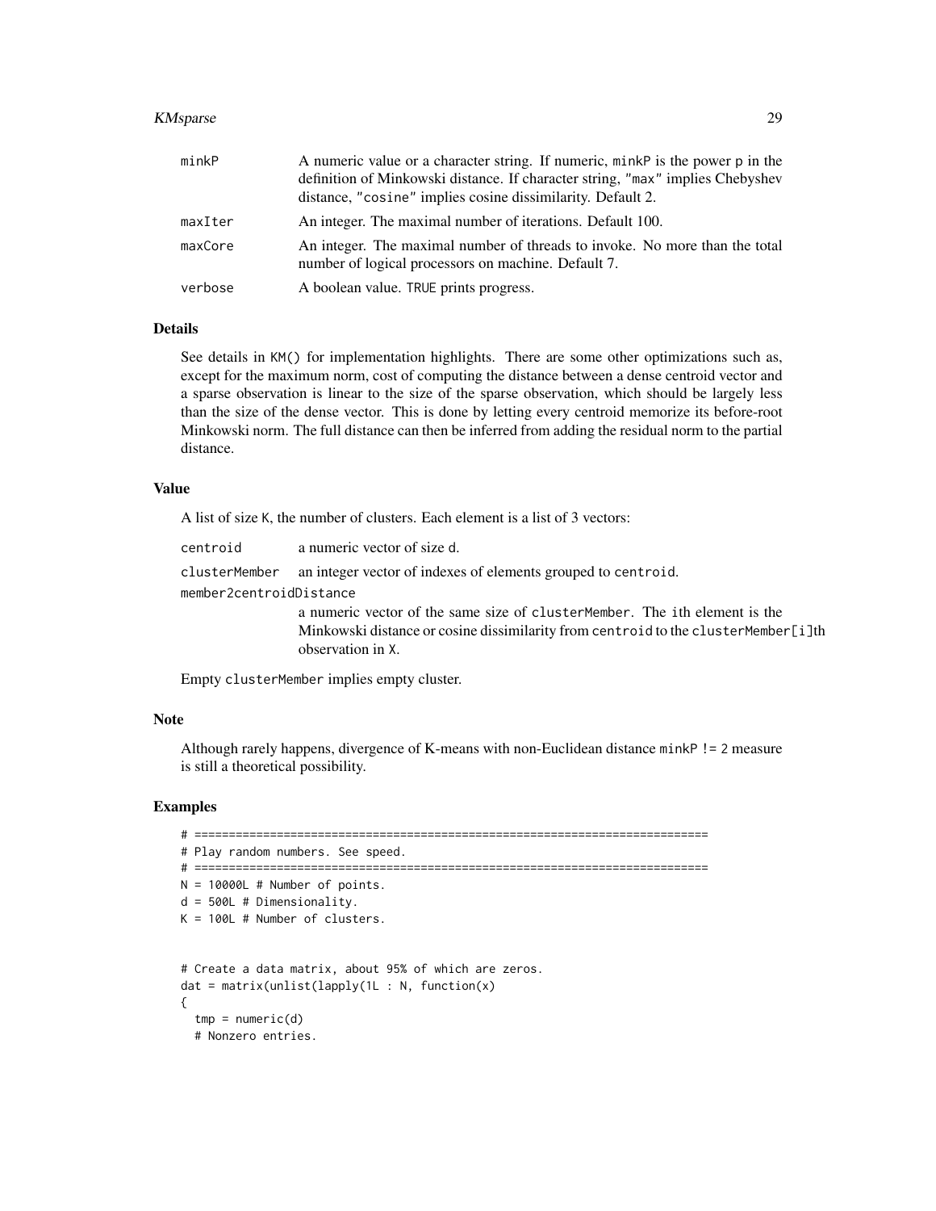| | |
|---|---|
| minkP | A numeric value or a character string. If numeric, minkP is the power p in the definition of Minkowski distance. If character string, "max" implies Chebyshev distance, "cosine" implies cosine dissimilarity. Default 2. |
| maxIter | An integer. The maximal number of iterations. Default 100. |
| maxCore | An integer. The maximal number of threads to invoke. No more than the total number of logical processors on machine. Default 7. |
| verbose | A boolean value. TRUE prints progress. |

## Details

See details in KM() for implementation highlights. There are some other optimizations such as, except for the maximum norm, cost of computing the distance between a dense centroid vector and a sparse observation is linear to the size of the sparse observation, which should be largely less than the size of the dense vector. This is done by letting every centroid memorize its before-root Minkowski norm. The full distance can then be inferred from adding the residual norm to the partial distance.

## Value

A list of size K, the number of clusters. Each element is a list of 3 vectors:

| | |
|---|---|
| centroid | a numeric vector of size d. |
| clusterMember | an integer vector of indexes of elements grouped to centroid. |
| member2centroidDistance | a numeric vector of the same size of clusterMember. The ith element is the Minkowski distance or cosine dissimilarity from centroid to the clusterMember[i]th observation in X. |

Empty clusterMember implies empty cluster.

## Note

Although rarely happens, divergence of K-means with non-Euclidean distance minkP != 2 measure is still a theoretical possibility.

## Examples

```
# ===========================================================================
# Play random numbers. See speed.
# ===========================================================================
N = 10000L # Number of points.
d = 500L # Dimensionality.
K = 100L # Number of clusters.


# Create a data matrix, about 95% of which are zeros.
dat = matrix(unlist(lapply(1L : N, function(x)
{
  tmp = numeric(d)
  # Nonzero entries.
```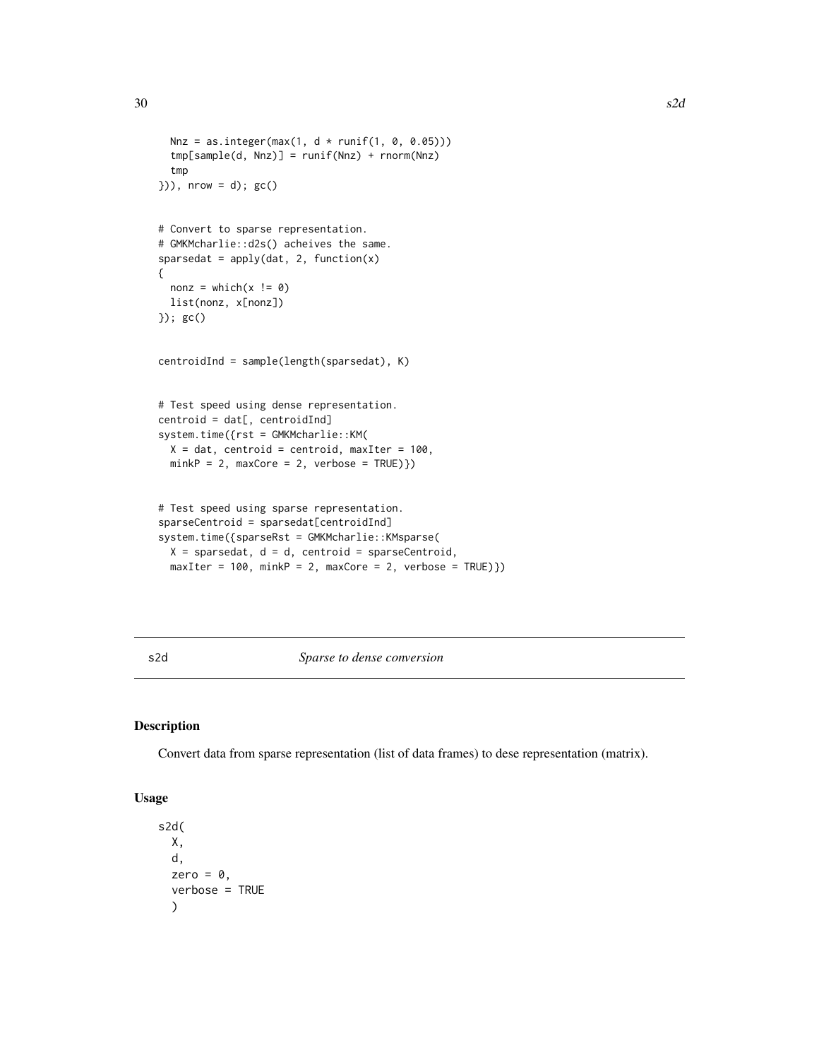```
  Nnz = as.integer(max(1, d * runif(1, 0, 0.05)))
  tmp[sample(d, Nnz)] = runif(Nnz) + rnorm(Nnz)
  tmp
})), nrow = d); gc()


# Convert to sparse representation.
# GMKMcharlie::d2s() acheives the same.
sparsedat = apply(dat, 2, function(x)
{
  nonz = which(x != 0)
  list(nonz, x[nonz])
}); gc()


centroidInd = sample(length(sparsedat), K)


# Test speed using dense representation.
centroid = dat[, centroidInd]
system.time({rst = GMKMcharlie::KM(
  X = dat, centroid = centroid, maxIter = 100,
  minkP = 2, maxCore = 2, verbose = TRUE)})


# Test speed using sparse representation.
sparseCentroid = sparsedat[centroidInd]
system.time({sparseRst = GMKMcharlie::KMsparse(
  X = sparsedat, d = d, centroid = sparseCentroid,
  maxIter = 100, minkP = 2, maxCore = 2, verbose = TRUE)})
```

## s2d — *Sparse to dense conversion*

### Description

Convert data from sparse representation (list of data frames) to dese representation (matrix).

### Usage

```
s2d(
  X,
  d,
  zero = 0,
  verbose = TRUE
  )
```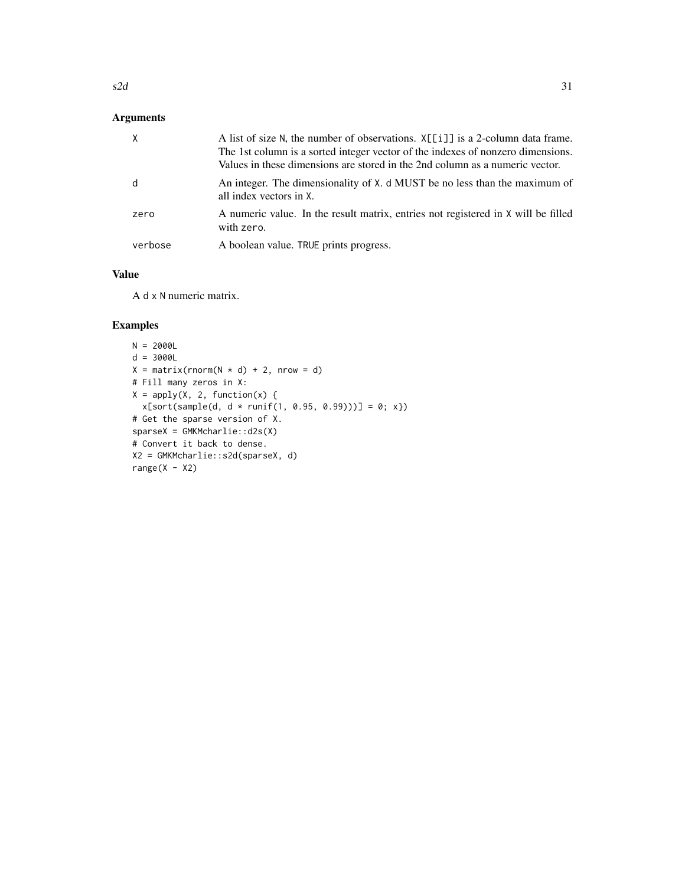## Arguments

| | |
|---|---|
| X | A list of size N, the number of observations. X[[i]] is a 2-column data frame. The 1st column is a sorted integer vector of the indexes of nonzero dimensions. Values in these dimensions are stored in the 2nd column as a numeric vector. |
| d | An integer. The dimensionality of X. d MUST be no less than the maximum of all index vectors in X. |
| zero | A numeric value. In the result matrix, entries not registered in X will be filled with zero. |
| verbose | A boolean value. TRUE prints progress. |

## Value

A d x N numeric matrix.

## Examples

```
N = 2000L
d = 3000L
X = matrix(rnorm(N * d) + 2, nrow = d)
# Fill many zeros in X:
X = apply(X, 2, function(x) {
  x[sort(sample(d, d * runif(1, 0.95, 0.99)))] = 0; x})
# Get the sparse version of X.
sparseX = GMKMcharlie::d2s(X)
# Convert it back to dense.
X2 = GMKMcharlie::s2d(sparseX, d)
range(X - X2)
```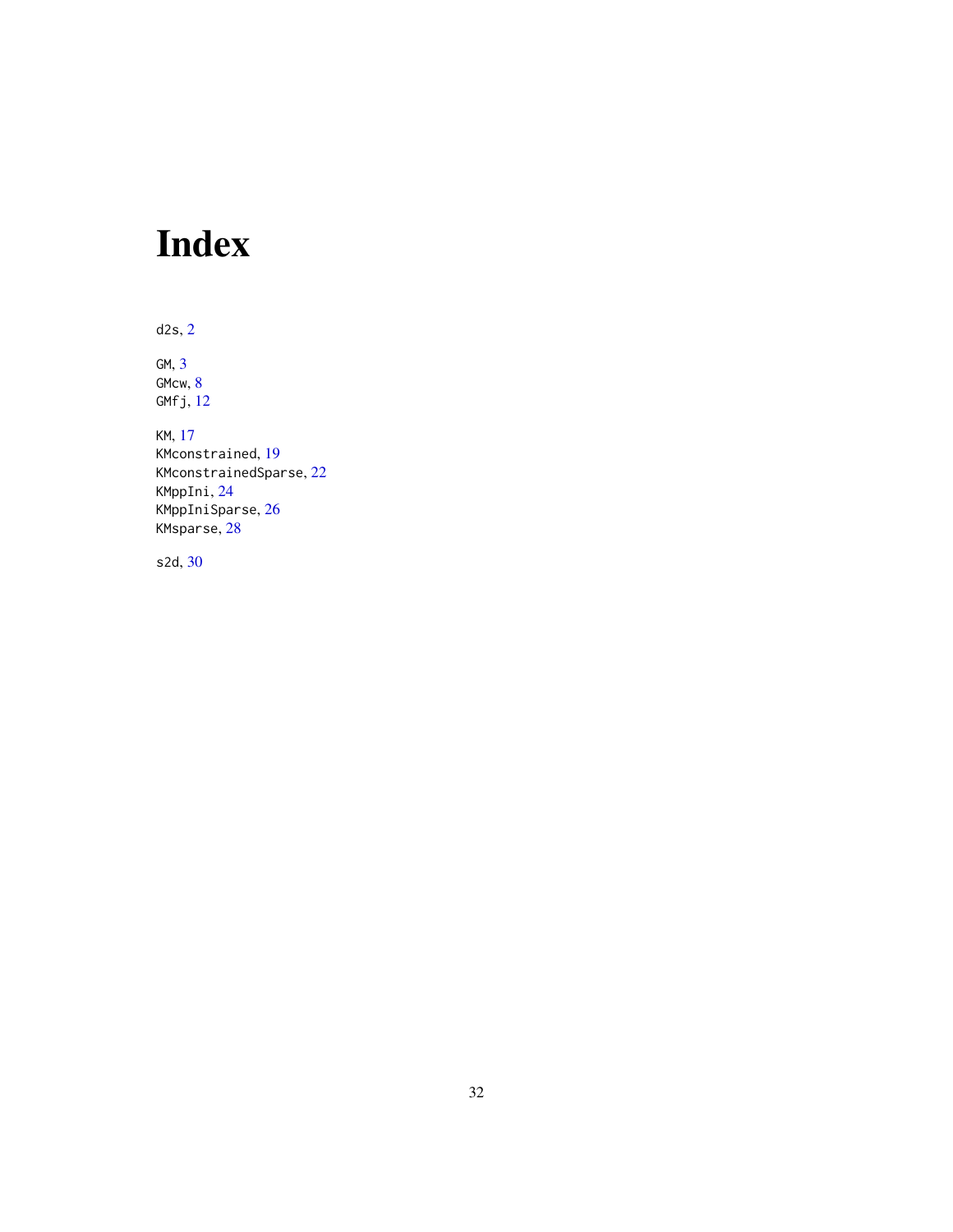# Index

d2s, 2

GM, 3
GMcw, 8
GMfj, 12

KM, 17
KMconstrained, 19
KMconstrainedSparse, 22
KMppIni, 24
KMppIniSparse, 26
KMsparse, 28

s2d, 30